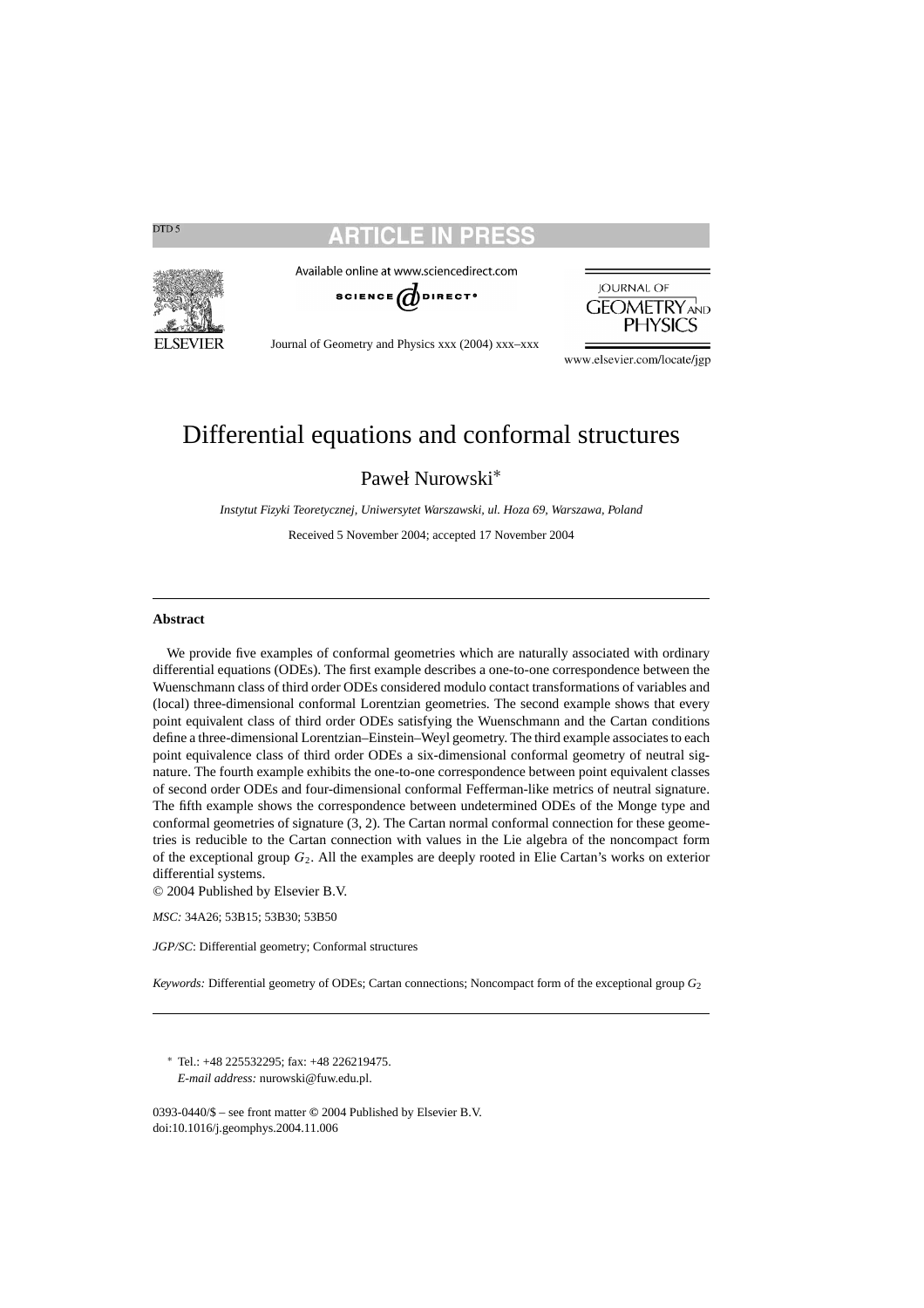# Differential equations and conformal structures

Paweł Nurowski*

*Instytut Fizyki Teoretycznej, Uniwersytet Warszawski, ul. Hoza 69, Warszawa, Poland*

Received 5 November 2004; accepted 17 November 2004

---

## Abstract

We provide five examples of conformal geometries which are naturally associated with ordinary differential equations (ODEs). The first example describes a one-to-one correspondence between the Wuenschmann class of third order ODEs considered modulo contact transformations of variables and (local) three-dimensional conformal Lorentzian geometries. The second example shows that every point equivalent class of third order ODEs satisfying the Wuenschmann and the Cartan conditions define a three-dimensional Lorentzian–Einstein–Weyl geometry. The third example associates to each point equivalence class of third order ODEs a six-dimensional conformal geometry of neutral signature. The fourth example exhibits the one-to-one correspondence between point equivalent classes of second order ODEs and four-dimensional conformal Fefferman-like metrics of neutral signature. The fifth example shows the correspondence between undetermined ODEs of the Monge type and conformal geometries of signature (3, 2). The Cartan normal conformal connection for these geometries is reducible to the Cartan connection with values in the Lie algebra of the noncompact form of the exceptional group $G_2$. All the examples are deeply rooted in Elie Cartan's works on exterior differential systems.

© 2004 Published by Elsevier B.V.

*MSC:* 34A26; 53B15; 53B30; 53B50

*JGP/SC*: Differential geometry; Conformal structures

*Keywords:* Differential geometry of ODEs; Cartan connections; Noncompact form of the exceptional group $G_2$

---

* Tel.: +48 225532295; fax: +48 226219475.
*E-mail address:* nurowski@fuw.edu.pl.

0393-0440/$ – see front matter © 2004 Published by Elsevier B.V.
doi:10.1016/j.geomphys.2004.11.006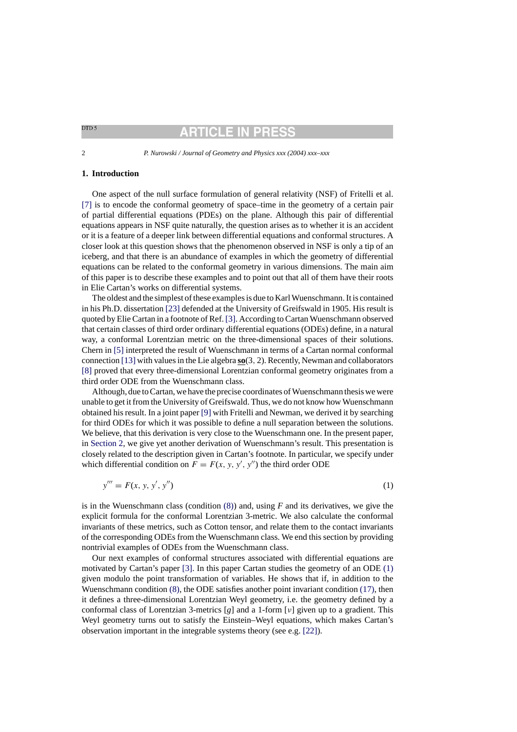## 1. Introduction

One aspect of the null surface formulation of general relativity (NSF) of Fritelli et al. [7] is to encode the conformal geometry of space–time in the geometry of a certain pair of partial differential equations (PDEs) on the plane. Although this pair of differential equations appears in NSF quite naturally, the question arises as to whether it is an accident or it is a feature of a deeper link between differential equations and conformal structures. A closer look at this question shows that the phenomenon observed in NSF is only a tip of an iceberg, and that there is an abundance of examples in which the geometry of differential equations can be related to the conformal geometry in various dimensions. The main aim of this paper is to describe these examples and to point out that all of them have their roots in Elie Cartan's works on differential systems.

The oldest and the simplest of these examples is due to Karl Wuenschmann. It is contained in his Ph.D. dissertation [23] defended at the University of Greifswald in 1905. His result is quoted by Elie Cartan in a footnote of Ref. [3]. According to Cartan Wuenschmann observed that certain classes of third order ordinary differential equations (ODEs) define, in a natural way, a conformal Lorentzian metric on the three-dimensional spaces of their solutions. Chern in [5] interpreted the result of Wuenschmann in terms of a Cartan normal conformal connection [13] with values in the Lie algebra $\underline{\mathbf{so}}(3,2)$. Recently, Newman and collaborators [8] proved that every three-dimensional Lorentzian conformal geometry originates from a third order ODE from the Wuenschmann class.

Although, due to Cartan, we have the precise coordinates of Wuenschmann thesis we were unable to get it from the University of Greifswald. Thus, we do not know how Wuenschmann obtained his result. In a joint paper [9] with Fritelli and Newman, we derived it by searching for third ODEs for which it was possible to define a null separation between the solutions. We believe, that this derivation is very close to the Wuenschmann one. In the present paper, in Section 2, we give yet another derivation of Wuenschmann's result. This presentation is closely related to the description given in Cartan's footnote. In particular, we specify under which differential condition on $F = F(x, y, y', y'')$ the third order ODE

$$y''' = F(x, y, y', y'') \tag{1}$$

is in the Wuenschmann class (condition (8)) and, using $F$ and its derivatives, we give the explicit formula for the conformal Lorentzian 3-metric. We also calculate the conformal invariants of these metrics, such as Cotton tensor, and relate them to the contact invariants of the corresponding ODEs from the Wuenschmann class. We end this section by providing nontrivial examples of ODEs from the Wuenschmann class.

Our next examples of conformal structures associated with differential equations are motivated by Cartan's paper [3]. In this paper Cartan studies the geometry of an ODE (1) given modulo the point transformation of variables. He shows that if, in addition to the Wuenschmann condition (8), the ODE satisfies another point invariant condition (17), then it defines a three-dimensional Lorentzian Weyl geometry, i.e. the geometry defined by a conformal class of Lorentzian 3-metrics $[g]$ and a 1-form $[\nu]$ given up to a gradient. This Weyl geometry turns out to satisfy the Einstein–Weyl equations, which makes Cartan's observation important in the integrable systems theory (see e.g. [22]).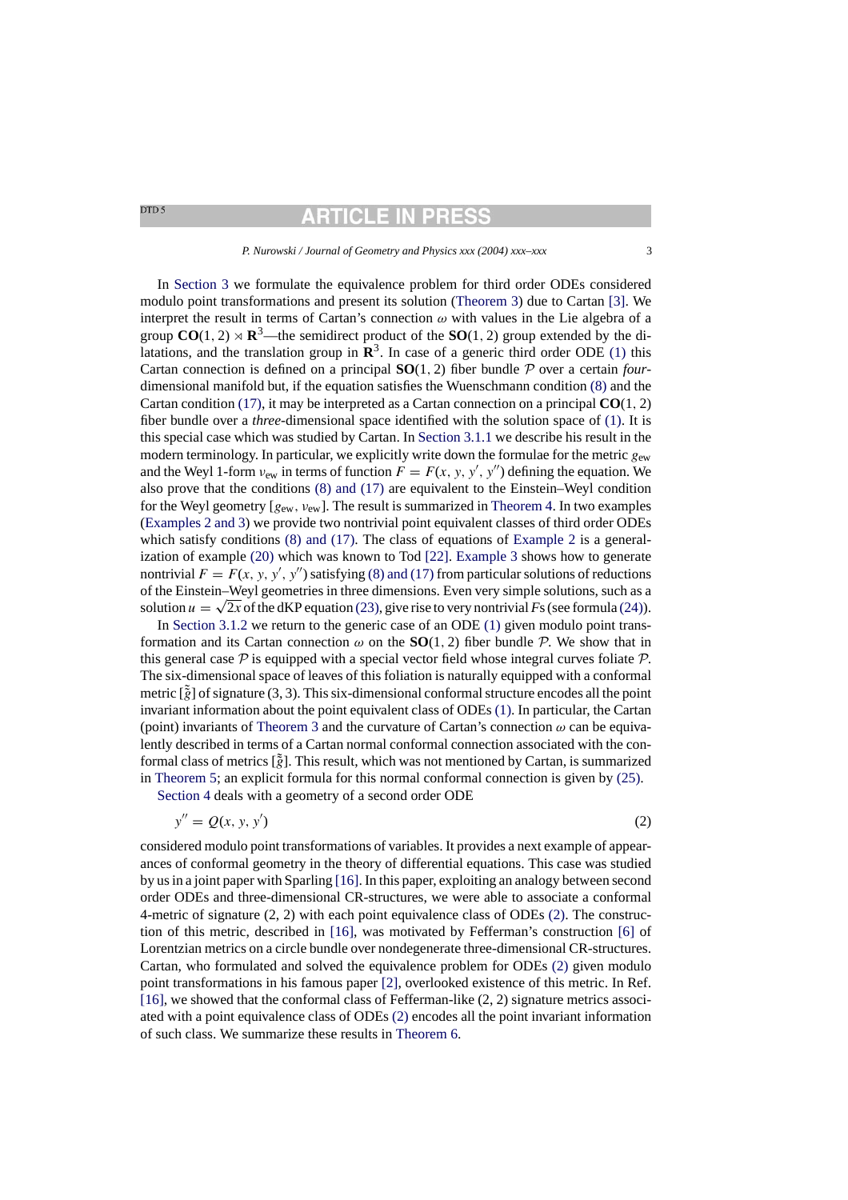In Section 3 we formulate the equivalence problem for third order ODEs considered modulo point transformations and present its solution (Theorem 3) due to Cartan [3]. We interpret the result in terms of Cartan's connection $\omega$ with values in the Lie algebra of a group $\mathbf{CO}(1,2) \rtimes \mathbf{R}^3$—the semidirect product of the $\mathbf{SO}(1,2)$ group extended by the dilatations, and the translation group in $\mathbf{R}^3$. In case of a generic third order ODE (1) this Cartan connection is defined on a principal $\mathbf{SO}(1,2)$ fiber bundle $\mathcal{P}$ over a certain *four*-dimensional manifold but, if the equation satisfies the Wuenschmann condition (8) and the Cartan condition (17), it may be interpreted as a Cartan connection on a principal $\mathbf{CO}(1,2)$ fiber bundle over a *three*-dimensional space identified with the solution space of (1). It is this special case which was studied by Cartan. In Section 3.1.1 we describe his result in the modern terminology. In particular, we explicitly write down the formulae for the metric $g_{\mathrm{ew}}$ and the Weyl 1-form $\nu_{\mathrm{ew}}$ in terms of function $F = F(x, y, y', y'')$ defining the equation. We also prove that the conditions (8) and (17) are equivalent to the Einstein–Weyl condition for the Weyl geometry $[g_{\mathrm{ew}}, \nu_{\mathrm{ew}}]$. The result is summarized in Theorem 4. In two examples (Examples 2 and 3) we provide two nontrivial point equivalent classes of third order ODEs which satisfy conditions (8) and (17). The class of equations of Example 2 is a generalization of example (20) which was known to Tod [22]. Example 3 shows how to generate nontrivial $F = F(x, y, y', y'')$ satisfying (8) and (17) from particular solutions of reductions of the Einstein–Weyl geometries in three dimensions. Even very simple solutions, such as a solution $u = \sqrt{2x}$ of the dKP equation (23), give rise to very nontrivial $F$s (see formula (24)).

In Section 3.1.2 we return to the generic case of an ODE (1) given modulo point transformation and its Cartan connection $\omega$ on the $\mathbf{SO}(1,2)$ fiber bundle $\mathcal{P}$. We show that in this general case $\mathcal{P}$ is equipped with a special vector field whose integral curves foliate $\mathcal{P}$. The six-dimensional space of leaves of this foliation is naturally equipped with a conformal metric $[\tilde{\tilde{g}}]$ of signature $(3,3)$. This six-dimensional conformal structure encodes all the point invariant information about the point equivalent class of ODEs (1). In particular, the Cartan (point) invariants of Theorem 3 and the curvature of Cartan's connection $\omega$ can be equivalently described in terms of a Cartan normal conformal connection associated with the conformal class of metrics $[\tilde{\tilde{g}}]$. This result, which was not mentioned by Cartan, is summarized in Theorem 5; an explicit formula for this normal conformal connection is given by (25).

Section 4 deals with a geometry of a second order ODE

$$y'' = Q(x, y, y') \tag{2}$$

considered modulo point transformations of variables. It provides a next example of appearances of conformal geometry in the theory of differential equations. This case was studied by us in a joint paper with Sparling [16]. In this paper, exploiting an analogy between second order ODEs and three-dimensional CR-structures, we were able to associate a conformal 4-metric of signature $(2,2)$ with each point equivalence class of ODEs (2). The construction of this metric, described in [16], was motivated by Fefferman's construction [6] of Lorentzian metrics on a circle bundle over nondegenerate three-dimensional CR-structures. Cartan, who formulated and solved the equivalence problem for ODEs (2) given modulo point transformations in his famous paper [2], overlooked existence of this metric. In Ref. [16], we showed that the conformal class of Fefferman-like $(2,2)$ signature metrics associated with a point equivalence class of ODEs (2) encodes all the point invariant information of such class. We summarize these results in Theorem 6.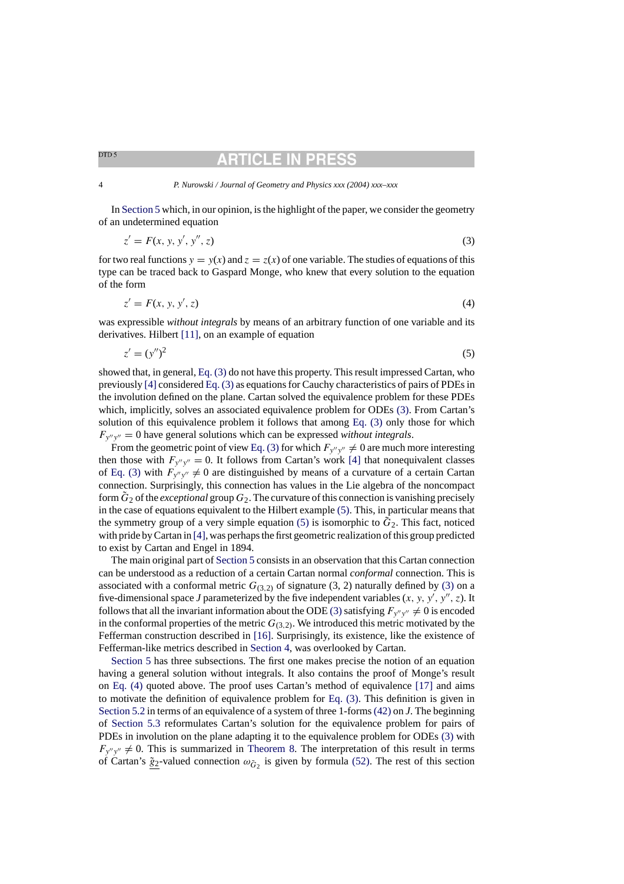In Section 5 which, in our opinion, is the highlight of the paper, we consider the geometry of an undetermined equation

$$z' = F(x, y, y', y'', z) \tag{3}$$

for two real functions $y = y(x)$ and $z = z(x)$ of one variable. The studies of equations of this type can be traced back to Gaspard Monge, who knew that every solution to the equation of the form

$$z' = F(x, y, y', z) \tag{4}$$

was expressible *without integrals* by means of an arbitrary function of one variable and its derivatives. Hilbert [11], on an example of equation

$$z' = (y'')^2 \tag{5}$$

showed that, in general, Eq. (3) do not have this property. This result impressed Cartan, who previously [4] considered Eq. (3) as equations for Cauchy characteristics of pairs of PDEs in the involution defined on the plane. Cartan solved the equivalence problem for these PDEs which, implicitly, solves an associated equivalence problem for ODEs (3). From Cartan's solution of this equivalence problem it follows that among Eq. (3) only those for which $F_{y''y''} = 0$ have general solutions which can be expressed *without integrals*.

From the geometric point of view Eq. (3) for which $F_{y''y''} \neq 0$ are much more interesting then those with $F_{y''y''} = 0$. It follows from Cartan's work [4] that nonequivalent classes of Eq. (3) with $F_{y''y''} \neq 0$ are distinguished by means of a curvature of a certain Cartan connection. Surprisingly, this connection has values in the Lie algebra of the noncompact form $\tilde{G}_2$ of the *exceptional* group $G_2$. The curvature of this connection is vanishing precisely in the case of equations equivalent to the Hilbert example (5). This, in particular means that the symmetry group of a very simple equation (5) is isomorphic to $\tilde{G}_2$. This fact, noticed with pride by Cartan in [4], was perhaps the first geometric realization of this group predicted to exist by Cartan and Engel in 1894.

The main original part of Section 5 consists in an observation that this Cartan connection can be understood as a reduction of a certain Cartan normal *conformal* connection. This is associated with a conformal metric $G_{(3,2)}$ of signature (3, 2) naturally defined by (3) on a five-dimensional space $J$ parameterized by the five independent variables $(x, y, y', y'', z)$. It follows that all the invariant information about the ODE (3) satisfying $F_{y''y''} \neq 0$ is encoded in the conformal properties of the metric $G_{(3,2)}$. We introduced this metric motivated by the Fefferman construction described in [16]. Surprisingly, its existence, like the existence of Fefferman-like metrics described in Section 4, was overlooked by Cartan.

Section 5 has three subsections. The first one makes precise the notion of an equation having a general solution without integrals. It also contains the proof of Monge's result on Eq. (4) quoted above. The proof uses Cartan's method of equivalence [17] and aims to motivate the definition of equivalence problem for Eq. (3). This definition is given in Section 5.2 in terms of an equivalence of a system of three 1-forms (42) on $J$. The beginning of Section 5.3 reformulates Cartan's solution for the equivalence problem for pairs of PDEs in involution on the plane adapting it to the equivalence problem for ODEs (3) with $F_{y''y''} \neq 0$. This is summarized in Theorem 8. The interpretation of this result in terms of Cartan's $\underline{\tilde{g}_2}$-valued connection $\omega_{\tilde{G}_2}$ is given by formula (52). The rest of this section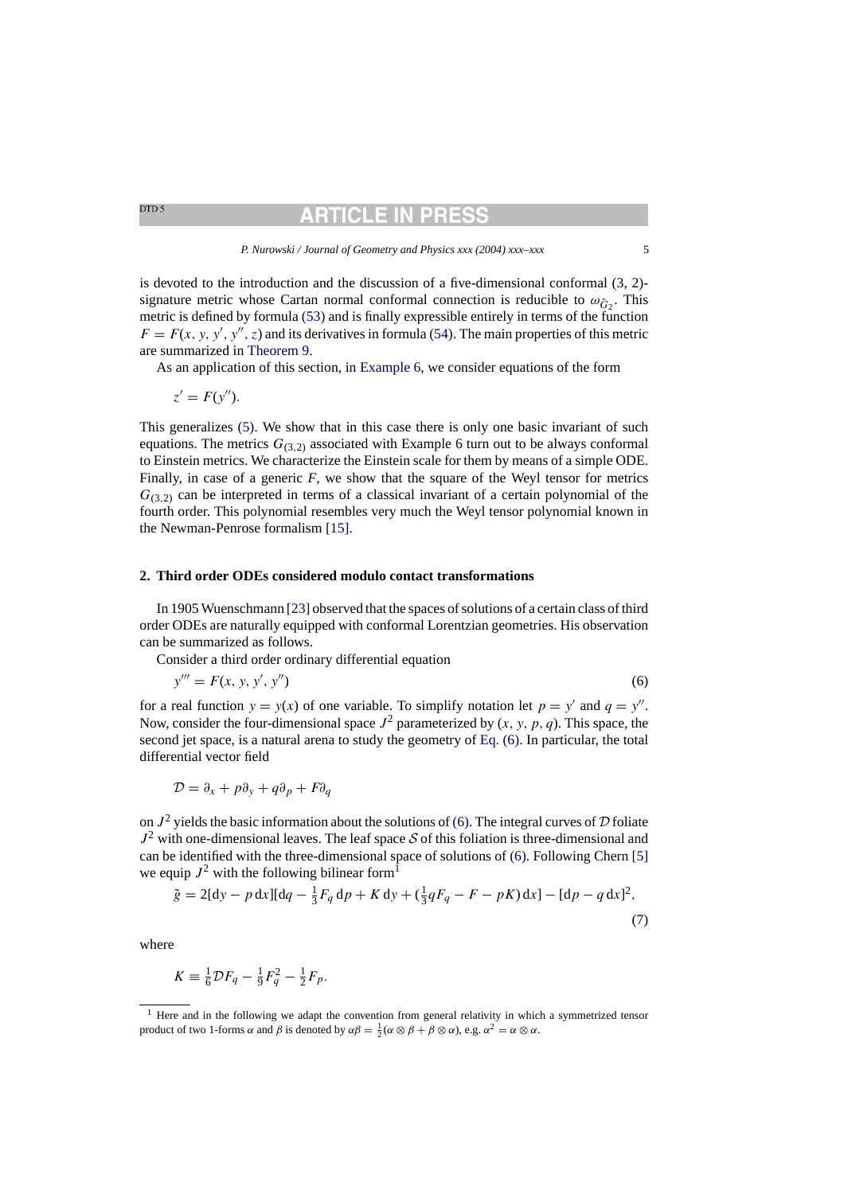is devoted to the introduction and the discussion of a five-dimensional conformal (3, 2)-signature metric whose Cartan normal conformal connection is reducible to $\omega_{\tilde{G}_2}$. This metric is defined by formula (53) and is finally expressible entirely in terms of the function $F = F(x, y, y', y'', z)$ and its derivatives in formula (54). The main properties of this metric are summarized in Theorem 9.

As an application of this section, in Example 6, we consider equations of the form

$$z' = F(y'').$$

This generalizes (5). We show that in this case there is only one basic invariant of such equations. The metrics $G_{(3,2)}$ associated with Example 6 turn out to be always conformal to Einstein metrics. We characterize the Einstein scale for them by means of a simple ODE. Finally, in case of a generic $F$, we show that the square of the Weyl tensor for metrics $G_{(3,2)}$ can be interpreted in terms of a classical invariant of a certain polynomial of the fourth order. This polynomial resembles very much the Weyl tensor polynomial known in the Newman-Penrose formalism [15].

## 2. Third order ODEs considered modulo contact transformations

In 1905 Wuenschmann [23] observed that the spaces of solutions of a certain class of third order ODEs are naturally equipped with conformal Lorentzian geometries. His observation can be summarized as follows.

Consider a third order ordinary differential equation

$$y''' = F(x, y, y', y'') \tag{6}$$

for a real function $y = y(x)$ of one variable. To simplify notation let $p = y'$ and $q = y''$. Now, consider the four-dimensional space $J^2$ parameterized by $(x, y, p, q)$. This space, the second jet space, is a natural arena to study the geometry of Eq. (6). In particular, the total differential vector field

$$\mathcal{D} = \partial_x + p\partial_y + q\partial_p + F\partial_q$$

on $J^2$ yields the basic information about the solutions of (6). The integral curves of $\mathcal{D}$ foliate $J^2$ with one-dimensional leaves. The leaf space $\mathcal{S}$ of this foliation is three-dimensional and can be identified with the three-dimensional space of solutions of (6). Following Chern [5] we equip $J^2$ with the following bilinear form[1]

$$\tilde{g} = 2[\mathrm{d}y - p\,\mathrm{d}x][\mathrm{d}q - \tfrac{1}{3}F_q\,\mathrm{d}p + K\,\mathrm{d}y + (\tfrac{1}{3}qF_q - F - pK)\,\mathrm{d}x] - [\mathrm{d}p - q\,\mathrm{d}x]^2, \tag{7}$$

where

$$K \equiv \tfrac{1}{6}\mathcal{D}F_q - \tfrac{1}{9}F_q^2 - \tfrac{1}{2}F_p.$$

[1] Here and in the following we adapt the convention from general relativity in which a symmetrized tensor product of two 1-forms $\alpha$ and $\beta$ is denoted by $\alpha\beta = \frac{1}{2}(\alpha \otimes \beta + \beta \otimes \alpha)$, e.g. $\alpha^2 = \alpha \otimes \alpha$.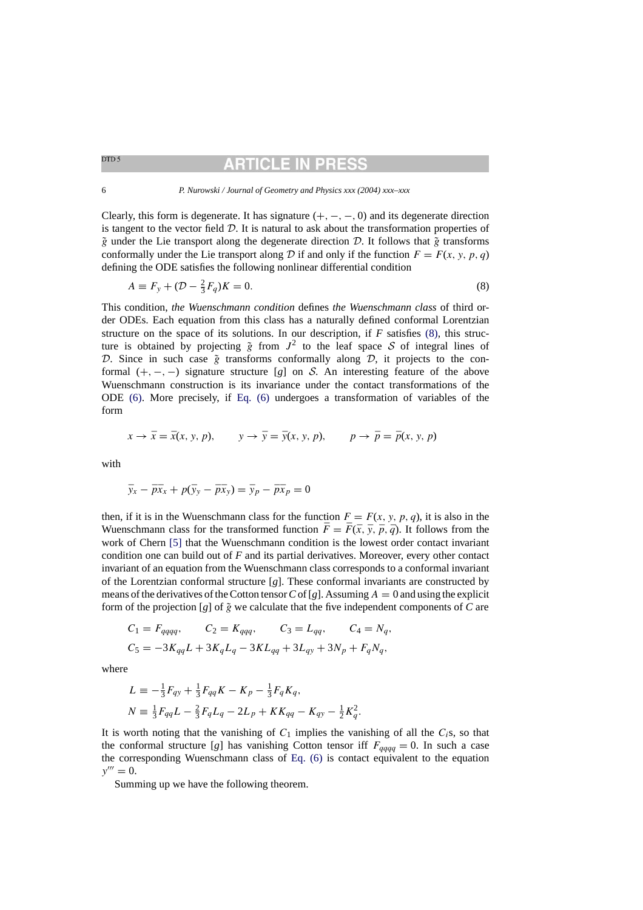Clearly, this form is degenerate. It has signature $(+,-,-,0)$ and its degenerate direction is tangent to the vector field $\mathcal{D}$. It is natural to ask about the transformation properties of $\tilde{g}$ under the Lie transport along the degenerate direction $\mathcal{D}$. It follows that $\tilde{g}$ transforms conformally under the Lie transport along $\mathcal{D}$ if and only if the function $F = F(x, y, p, q)$ defining the ODE satisfies the following nonlinear differential condition

$$A \equiv F_y + (\mathcal{D} - \tfrac{2}{3}F_q)K = 0. \tag{8}$$

This condition, *the Wuenschmann condition* defines *the Wuenschmann class* of third order ODEs. Each equation from this class has a naturally defined conformal Lorentzian structure on the space of its solutions. In our description, if $F$ satisfies (8), this structure is obtained by projecting $\tilde{g}$ from $J^2$ to the leaf space $\mathcal{S}$ of integral lines of $\mathcal{D}$. Since in such case $\tilde{g}$ transforms conformally along $\mathcal{D}$, it projects to the conformal $(+,-,-)$ signature structure $[g]$ on $\mathcal{S}$. An interesting feature of the above Wuenschmann construction is its invariance under the contact transformations of the ODE (6). More precisely, if Eq. (6) undergoes a transformation of variables of the form

$$x \to \bar{x} = \bar{x}(x, y, p), \qquad y \to \bar{y} = \bar{y}(x, y, p), \qquad p \to \bar{p} = \bar{p}(x, y, p)$$

with

$$\bar{y}_x - \overline{p}\overline{x}_x + p(\bar{y}_y - \overline{p}\overline{x}_y) = \bar{y}_p - \overline{p}\overline{x}_p = 0$$

then, if it is in the Wuenschmann class for the function $F = F(x, y, p, q)$, it is also in the Wuenschmann class for the transformed function $\bar{F} = \bar{F}(\bar{x}, \bar{y}, \bar{p}, \bar{q})$. It follows from the work of Chern [5] that the Wuenschmann condition is the lowest order contact invariant condition one can build out of $F$ and its partial derivatives. Moreover, every other contact invariant of an equation from the Wuenschmann class corresponds to a conformal invariant of the Lorentzian conformal structure $[g]$. These conformal invariants are constructed by means of the derivatives of the Cotton tensor $C$ of $[g]$. Assuming $A = 0$ and using the explicit form of the projection $[g]$ of $\tilde{g}$ we calculate that the five independent components of $C$ are

$$C_1 = F_{qqqq}, \qquad C_2 = K_{qqq}, \qquad C_3 = L_{qq}, \qquad C_4 = N_q,$$
$$C_5 = -3K_{qq}L + 3K_qL_q - 3KL_{qq} + 3L_{qy} + 3N_p + F_qN_q,$$

where

$$L \equiv -\tfrac{1}{3}F_{qy} + \tfrac{1}{3}F_{qq}K - K_p - \tfrac{1}{3}F_qK_q,$$
$$N \equiv \tfrac{1}{3}F_{qq}L - \tfrac{2}{3}F_qL_q - 2L_p + KK_{qq} - K_{qy} - \tfrac{1}{2}K_q^2.$$

It is worth noting that the vanishing of $C_1$ implies the vanishing of all the $C_i$s, so that the conformal structure $[g]$ has vanishing Cotton tensor iff $F_{qqqq} = 0$. In such a case the corresponding Wuenschmann class of Eq. (6) is contact equivalent to the equation $y''' = 0$.

Summing up we have the following theorem.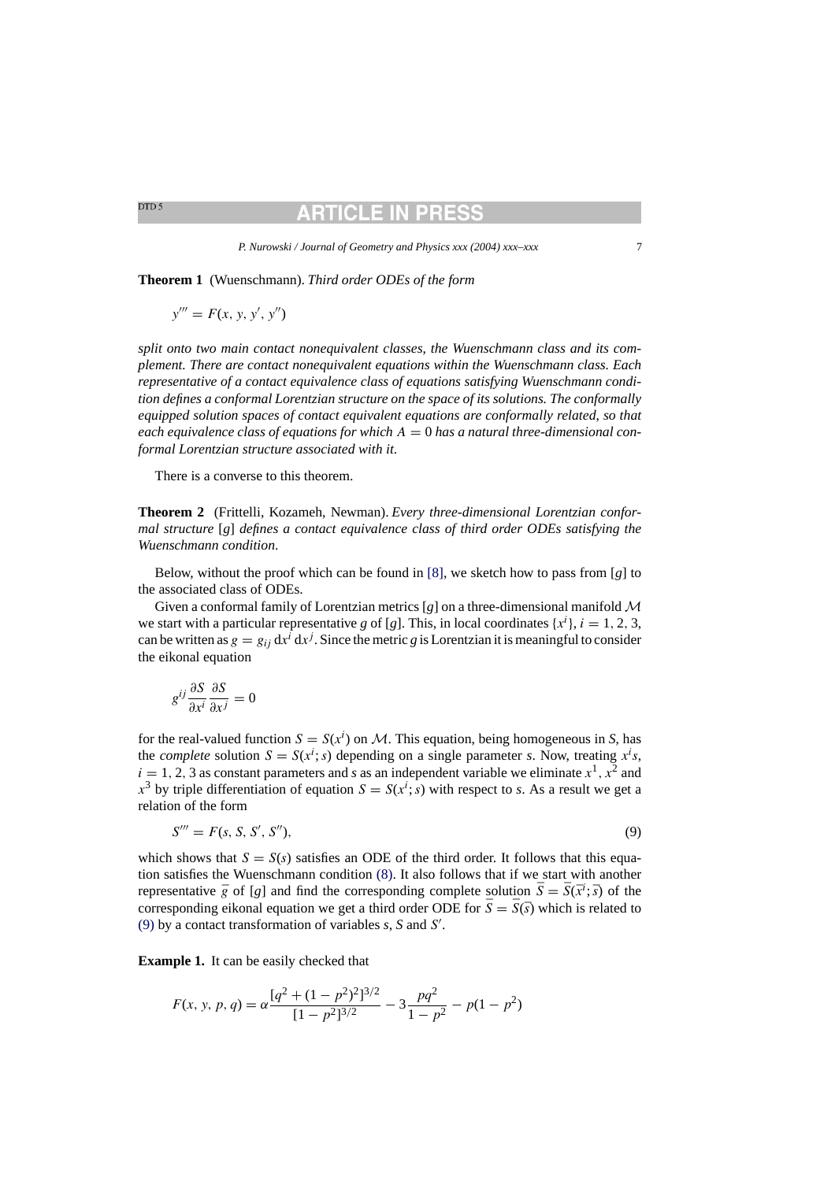**Theorem 1** (Wuenschmann). *Third order ODEs of the form*

$$y''' = F(x, y, y', y'')$$

*split onto two main contact nonequivalent classes, the Wuenschmann class and its complement. There are contact nonequivalent equations within the Wuenschmann class. Each representative of a contact equivalence class of equations satisfying Wuenschmann condition defines a conformal Lorentzian structure on the space of its solutions. The conformally equipped solution spaces of contact equivalent equations are conformally related, so that each equivalence class of equations for which $A = 0$ has a natural three-dimensional conformal Lorentzian structure associated with it.*

There is a converse to this theorem.

**Theorem 2** (Frittelli, Kozameh, Newman). *Every three-dimensional Lorentzian conformal structure $[g]$ defines a contact equivalence class of third order ODEs satisfying the Wuenschmann condition.*

Below, without the proof which can be found in [8], we sketch how to pass from $[g]$ to the associated class of ODEs.

Given a conformal family of Lorentzian metrics $[g]$ on a three-dimensional manifold $\mathcal{M}$ we start with a particular representative $g$ of $[g]$. This, in local coordinates $\{x^i\}$, $i = 1, 2, 3$, can be written as $g = g_{ij}\,\mathrm{d}x^i\,\mathrm{d}x^j$. Since the metric $g$ is Lorentzian it is meaningful to consider the eikonal equation

$$g^{ij}\frac{\partial S}{\partial x^i}\frac{\partial S}{\partial x^j} = 0$$

for the real-valued function $S = S(x^i)$ on $\mathcal{M}$. This equation, being homogeneous in $S$, has the *complete* solution $S = S(x^i; s)$ depending on a single parameter $s$. Now, treating $x^i s$, $i = 1, 2, 3$ as constant parameters and $s$ as an independent variable we eliminate $x^1$, $x^2$ and $x^3$ by triple differentiation of equation $S = S(x^i; s)$ with respect to $s$. As a result we get a relation of the form

$$S''' = F(s, S, S', S''), \tag{9}$$

which shows that $S = S(s)$ satisfies an ODE of the third order. It follows that this equation satisfies the Wuenschmann condition (8). It also follows that if we start with another representative $\bar{g}$ of $[g]$ and find the corresponding complete solution $\bar{S} = \bar{S}(\bar{x}^i; \bar{s})$ of the corresponding eikonal equation we get a third order ODE for $\bar{S} = \bar{S}(\bar{s})$ which is related to (9) by a contact transformation of variables $s$, $S$ and $S'$.

**Example 1.** It can be easily checked that

$$F(x, y, p, q) = \alpha\frac{[q^2 + (1 - p^2)^2]^{3/2}}{[1 - p^2]^{3/2}} - 3\frac{pq^2}{1 - p^2} - p(1 - p^2)$$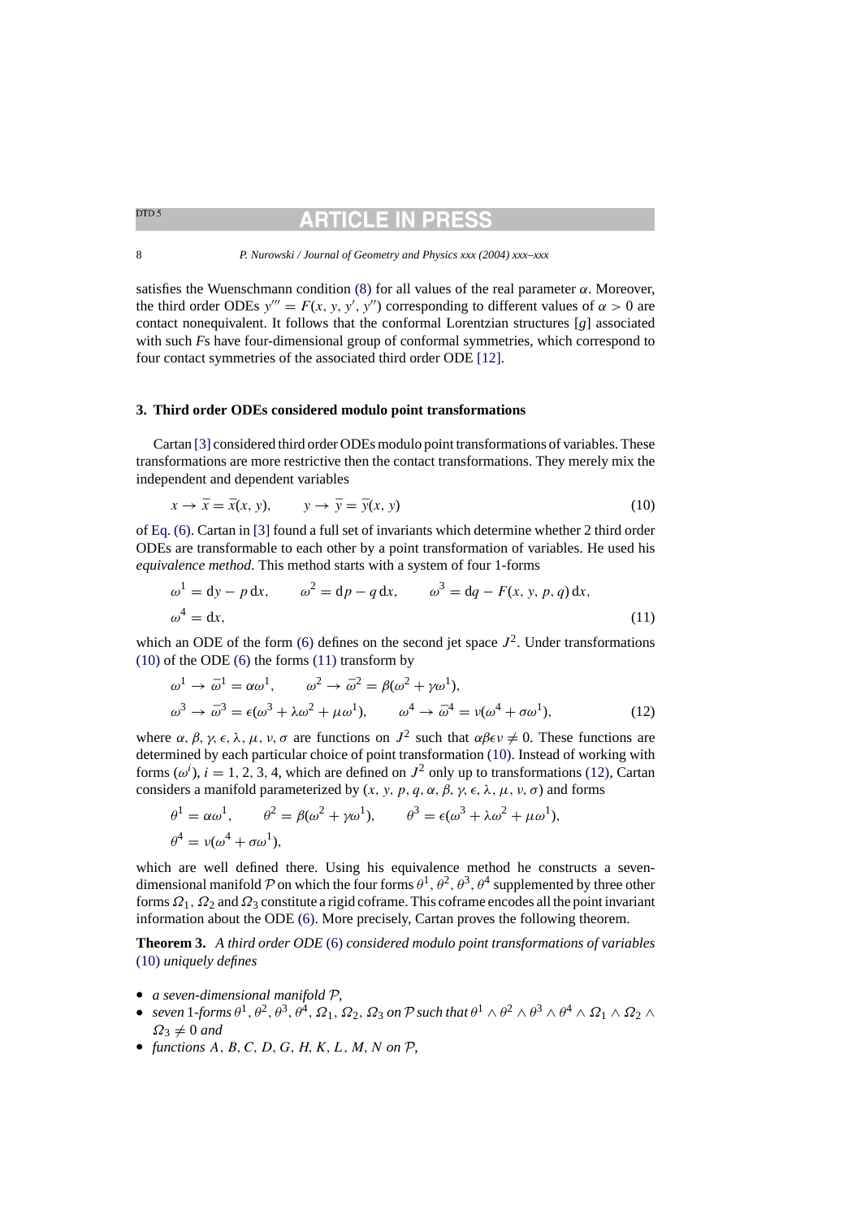satisfies the Wuenschmann condition (8) for all values of the real parameter $\alpha$. Moreover, the third order ODEs $y''' = F(x, y, y', y'')$ corresponding to different values of $\alpha > 0$ are contact nonequivalent. It follows that the conformal Lorentzian structures $[g]$ associated with such $F$s have four-dimensional group of conformal symmetries, which correspond to four contact symmetries of the associated third order ODE [12].

## 3. Third order ODEs considered modulo point transformations

Cartan [3] considered third order ODEs modulo point transformations of variables. These transformations are more restrictive then the contact transformations. They merely mix the independent and dependent variables

$$x \to \bar{x} = \bar{x}(x, y), \qquad y \to \bar{y} = \bar{y}(x, y) \tag{10}$$

of Eq. (6). Cartan in [3] found a full set of invariants which determine whether 2 third order ODEs are transformable to each other by a point transformation of variables. He used his *equivalence method*. This method starts with a system of four 1-forms

$$\omega^1 = \mathrm{d}y - p\,\mathrm{d}x, \qquad \omega^2 = \mathrm{d}p - q\,\mathrm{d}x, \qquad \omega^3 = \mathrm{d}q - F(x, y, p, q)\,\mathrm{d}x,$$
$$\omega^4 = \mathrm{d}x, \tag{11}$$

which an ODE of the form (6) defines on the second jet space $J^2$. Under transformations (10) of the ODE (6) the forms (11) transform by

$$\omega^1 \to \bar{\omega}^1 = \alpha\omega^1, \qquad \omega^2 \to \bar{\omega}^2 = \beta(\omega^2 + \gamma\omega^1),$$
$$\omega^3 \to \bar{\omega}^3 = \epsilon(\omega^3 + \lambda\omega^2 + \mu\omega^1), \qquad \omega^4 \to \bar{\omega}^4 = \nu(\omega^4 + \sigma\omega^1), \tag{12}$$

where $\alpha, \beta, \gamma, \epsilon, \lambda, \mu, \nu, \sigma$ are functions on $J^2$ such that $\alpha\beta\epsilon\nu \neq 0$. These functions are determined by each particular choice of point transformation (10). Instead of working with forms $(\omega^i)$, $i = 1, 2, 3, 4$, which are defined on $J^2$ only up to transformations (12), Cartan considers a manifold parameterized by $(x, y, p, q, \alpha, \beta, \gamma, \epsilon, \lambda, \mu, \nu, \sigma)$ and forms

$$\theta^1 = \alpha\omega^1, \qquad \theta^2 = \beta(\omega^2 + \gamma\omega^1), \qquad \theta^3 = \epsilon(\omega^3 + \lambda\omega^2 + \mu\omega^1),$$
$$\theta^4 = \nu(\omega^4 + \sigma\omega^1),$$

which are well defined there. Using his equivalence method he constructs a seven-dimensional manifold $\mathcal{P}$ on which the four forms $\theta^1, \theta^2, \theta^3, \theta^4$ supplemented by three other forms $\Omega_1$, $\Omega_2$ and $\Omega_3$ constitute a rigid coframe. This coframe encodes all the point invariant information about the ODE (6). More precisely, Cartan proves the following theorem.

**Theorem 3.** *A third order ODE* (6) *considered modulo point transformations of variables* (10) *uniquely defines*

- *a seven-dimensional manifold* $\mathcal{P}$,
- *seven* 1*-forms* $\theta^1, \theta^2, \theta^3, \theta^4, \Omega_1, \Omega_2, \Omega_3$ *on* $\mathcal{P}$ *such that* $\theta^1 \wedge \theta^2 \wedge \theta^3 \wedge \theta^4 \wedge \Omega_1 \wedge \Omega_2 \wedge \Omega_3 \neq 0$ *and*
- *functions* $A, B, C, D, G, H, K, L, M, N$ *on* $\mathcal{P}$,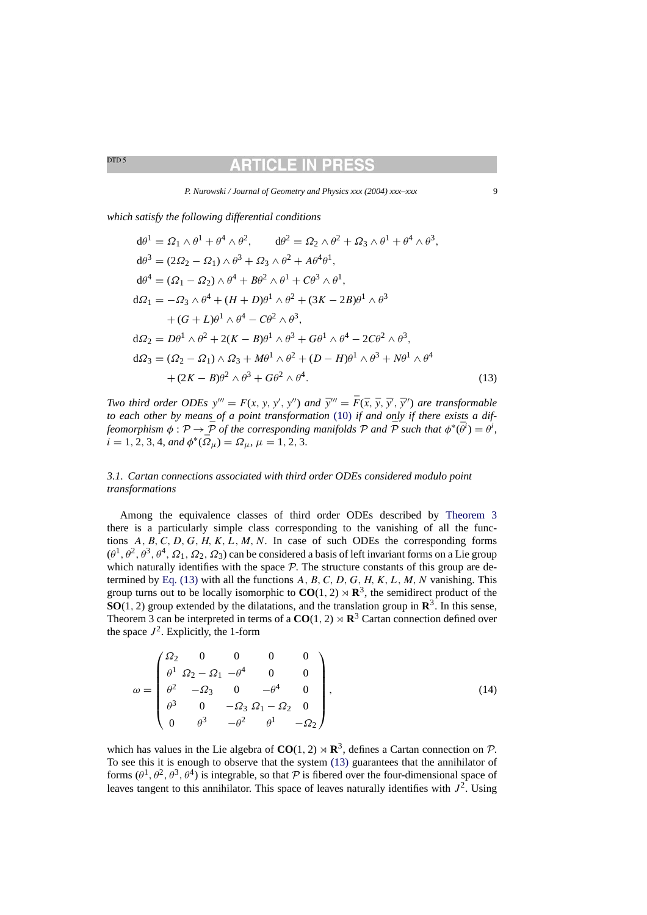*which satisfy the following differential conditions*

$$
\begin{aligned}
\mathrm{d}\theta^1 &= \Omega_1 \wedge \theta^1 + \theta^4 \wedge \theta^2, \qquad \mathrm{d}\theta^2 = \Omega_2 \wedge \theta^2 + \Omega_3 \wedge \theta^1 + \theta^4 \wedge \theta^3,\\
\mathrm{d}\theta^3 &= (2\Omega_2 - \Omega_1) \wedge \theta^3 + \Omega_3 \wedge \theta^2 + A\theta^4\theta^1,\\
\mathrm{d}\theta^4 &= (\Omega_1 - \Omega_2) \wedge \theta^4 + B\theta^2 \wedge \theta^1 + C\theta^3 \wedge \theta^1,\\
\mathrm{d}\Omega_1 &= -\Omega_3 \wedge \theta^4 + (H + D)\theta^1 \wedge \theta^2 + (3K - 2B)\theta^1 \wedge \theta^3\\
&\quad + (G + L)\theta^1 \wedge \theta^4 - C\theta^2 \wedge \theta^3,\\
\mathrm{d}\Omega_2 &= D\theta^1 \wedge \theta^2 + 2(K - B)\theta^1 \wedge \theta^3 + G\theta^1 \wedge \theta^4 - 2C\theta^2 \wedge \theta^3,\\
\mathrm{d}\Omega_3 &= (\Omega_2 - \Omega_1) \wedge \Omega_3 + M\theta^1 \wedge \theta^2 + (D - H)\theta^1 \wedge \theta^3 + N\theta^1 \wedge \theta^4\\
&\quad + (2K - B)\theta^2 \wedge \theta^3 + G\theta^2 \wedge \theta^4.
\end{aligned} \tag{13}
$$

*Two third order ODEs $y''' = F(x, y, y', y'')$ and $\bar{y}''' = \bar{F}(\bar{x}, \bar{y}, \bar{y}', \bar{y}'')$ are transformable to each other by means of a point transformation (10) if and only if there exists a diffeomorphism $\phi : \mathcal{P} \to \bar{\mathcal{P}}$ of the corresponding manifolds $\mathcal{P}$ and $\bar{\mathcal{P}}$ such that $\phi^*(\bar{\theta}^i) = \theta^i$, $i = 1, 2, 3, 4$, and $\phi^*(\bar{\Omega}_\mu) = \Omega_\mu$, $\mu = 1, 2, 3$.*

### 3.1. Cartan connections associated with third order ODEs considered modulo point transformations

Among the equivalence classes of third order ODEs described by Theorem 3 there is a particularly simple class corresponding to the vanishing of all the functions $A, B, C, D, G, H, K, L, M, N$. In case of such ODEs the corresponding forms $(\theta^1, \theta^2, \theta^3, \theta^4, \Omega_1, \Omega_2, \Omega_3)$ can be considered a basis of left invariant forms on a Lie group which naturally identifies with the space $\mathcal{P}$. The structure constants of this group are determined by Eq. (13) with all the functions $A, B, C, D, G, H, K, L, M, N$ vanishing. This group turns out to be locally isomorphic to $\mathbf{CO}(1, 2) \rtimes \mathbf{R}^3$, the semidirect product of the $\mathbf{SO}(1, 2)$ group extended by the dilatations, and the translation group in $\mathbf{R}^3$. In this sense, Theorem 3 can be interpreted in terms of a $\mathbf{CO}(1, 2) \rtimes \mathbf{R}^3$ Cartan connection defined over the space $J^2$. Explicitly, the 1-form

$$
\omega = \begin{pmatrix}
\Omega_2 & 0 & 0 & 0 & 0\\
\theta^1 & \Omega_2 - \Omega_1 & -\theta^4 & 0 & 0\\
\theta^2 & -\Omega_3 & 0 & -\theta^4 & 0\\
\theta^3 & 0 & -\Omega_3 & \Omega_1 - \Omega_2 & 0\\
0 & \theta^3 & -\theta^2 & \theta^1 & -\Omega_2
\end{pmatrix}, \tag{14}
$$

which has values in the Lie algebra of $\mathbf{CO}(1, 2) \rtimes \mathbf{R}^3$, defines a Cartan connection on $\mathcal{P}$. To see this it is enough to observe that the system (13) guarantees that the annihilator of forms $(\theta^1, \theta^2, \theta^3, \theta^4)$ is integrable, so that $\mathcal{P}$ is fibered over the four-dimensional space of leaves tangent to this annihilator. This space of leaves naturally identifies with $J^2$. Using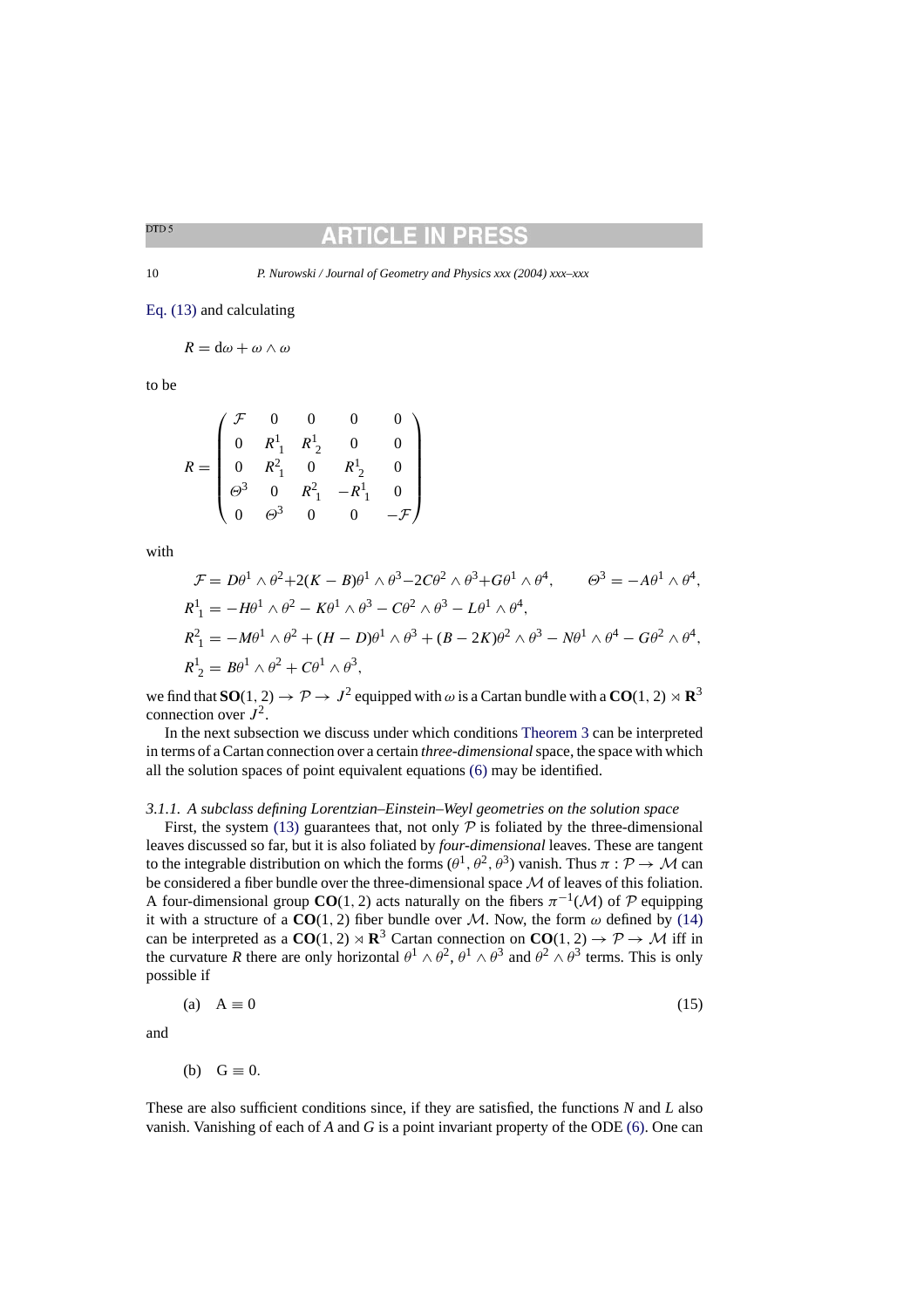Eq. (13) and calculating

$$R = \mathrm{d}\omega + \omega \wedge \omega$$

to be

$$R = \begin{pmatrix} \mathcal{F} & 0 & 0 & 0 & 0 \\ 0 & R^1{}_1 & R^1{}_2 & 0 & 0 \\ 0 & R^2{}_1 & 0 & R^1{}_2 & 0 \\ \Theta^3 & 0 & R^2{}_1 & -R^1{}_1 & 0 \\ 0 & \Theta^3 & 0 & 0 & -\mathcal{F} \end{pmatrix}$$

with

$$\mathcal{F} = D\theta^1 \wedge \theta^2 + 2(K - B)\theta^1 \wedge \theta^3 - 2C\theta^2 \wedge \theta^3 + G\theta^1 \wedge \theta^4, \qquad \Theta^3 = -A\theta^1 \wedge \theta^4,$$

$$R^1{}_1 = -H\theta^1 \wedge \theta^2 - K\theta^1 \wedge \theta^3 - C\theta^2 \wedge \theta^3 - L\theta^1 \wedge \theta^4,$$

$$R^2{}_1 = -M\theta^1 \wedge \theta^2 + (H - D)\theta^1 \wedge \theta^3 + (B - 2K)\theta^2 \wedge \theta^3 - N\theta^1 \wedge \theta^4 - G\theta^2 \wedge \theta^4,$$

$$R^1{}_2 = B\theta^1 \wedge \theta^2 + C\theta^1 \wedge \theta^3,$$

we find that $\mathbf{SO}(1, 2) \to \mathcal{P} \to J^2$ equipped with $\omega$ is a Cartan bundle with a $\mathbf{CO}(1, 2) \rtimes \mathbf{R}^3$ connection over $J^2$.

In the next subsection we discuss under which conditions Theorem 3 can be interpreted in terms of a Cartan connection over a certain *three-dimensional* space, the space with which all the solution spaces of point equivalent equations (6) may be identified.

### 3.1.1. A subclass defining Lorentzian–Einstein–Weyl geometries on the solution space

First, the system (13) guarantees that, not only $\mathcal{P}$ is foliated by the three-dimensional leaves discussed so far, but it is also foliated by *four-dimensional* leaves. These are tangent to the integrable distribution on which the forms $(\theta^1, \theta^2, \theta^3)$ vanish. Thus $\pi : \mathcal{P} \to \mathcal{M}$ can be considered a fiber bundle over the three-dimensional space $\mathcal{M}$ of leaves of this foliation. A four-dimensional group $\mathbf{CO}(1, 2)$ acts naturally on the fibers $\pi^{-1}(\mathcal{M})$ of $\mathcal{P}$ equipping it with a structure of a $\mathbf{CO}(1, 2)$ fiber bundle over $\mathcal{M}$. Now, the form $\omega$ defined by (14) can be interpreted as a $\mathbf{CO}(1, 2) \rtimes \mathbf{R}^3$ Cartan connection on $\mathbf{CO}(1, 2) \to \mathcal{P} \to \mathcal{M}$ iff in the curvature $R$ there are only horizontal $\theta^1 \wedge \theta^2$, $\theta^1 \wedge \theta^3$ and $\theta^2 \wedge \theta^3$ terms. This is only possible if

$$\text{(a)} \quad A \equiv 0 \tag{15}$$

and

$$\text{(b)} \quad G \equiv 0.$$

These are also sufficient conditions since, if they are satisfied, the functions $N$ and $L$ also vanish. Vanishing of each of $A$ and $G$ is a point invariant property of the ODE (6). One can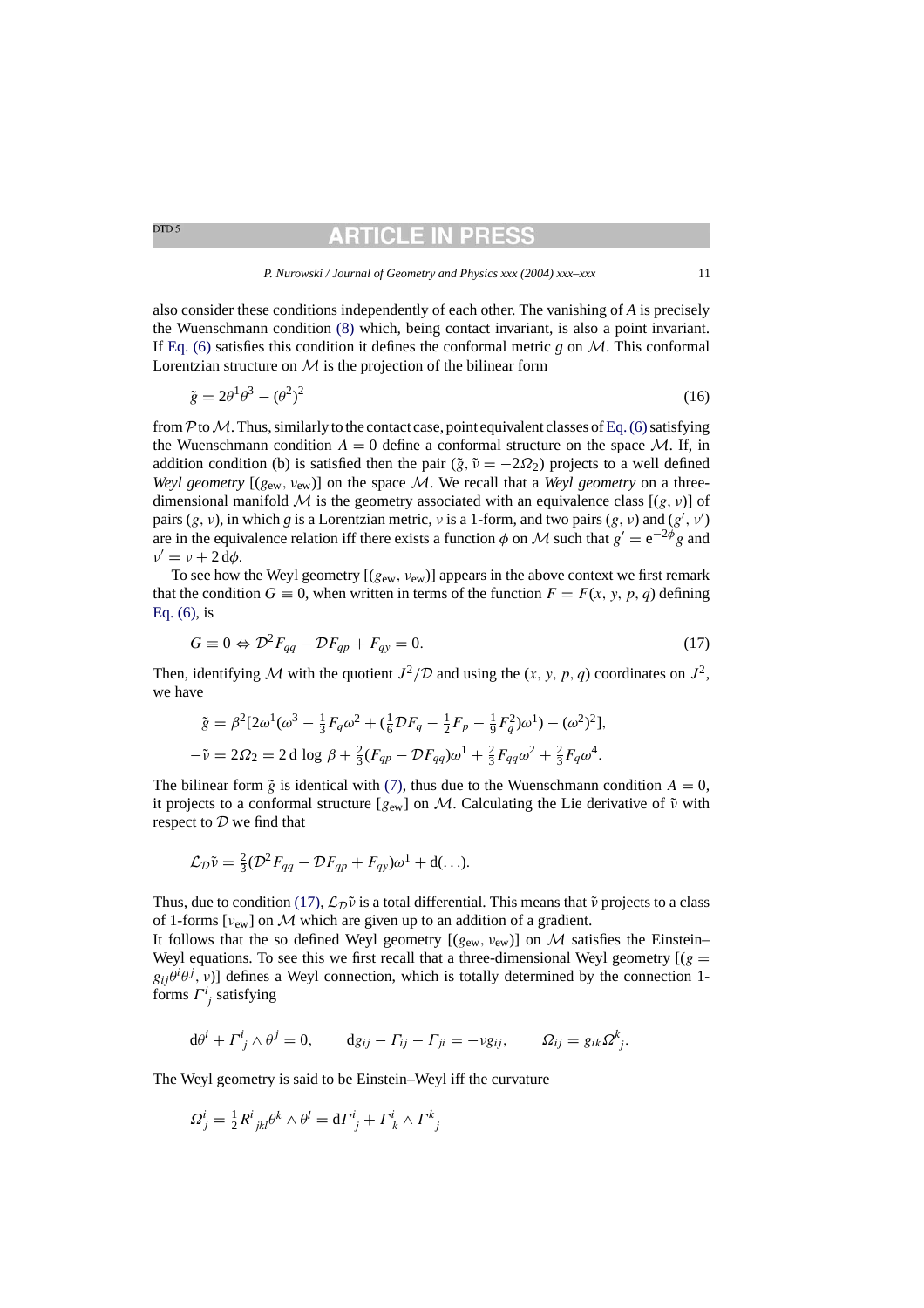also consider these conditions independently of each other. The vanishing of $A$ is precisely the Wuenschmann condition (8) which, being contact invariant, is also a point invariant. If Eq. (6) satisfies this condition it defines the conformal metric $g$ on $\mathcal{M}$. This conformal Lorentzian structure on $\mathcal{M}$ is the projection of the bilinear form

$$\tilde{g} = 2\theta^1\theta^3 - (\theta^2)^2 \tag{16}$$

from $\mathcal{P}$ to $\mathcal{M}$. Thus, similarly to the contact case, point equivalent classes of Eq. (6) satisfying the Wuenschmann condition $A = 0$ define a conformal structure on the space $\mathcal{M}$. If, in addition condition (b) is satisfied then the pair $(\tilde{g}, \tilde{\nu} = -2\Omega_2)$ projects to a well defined *Weyl geometry* $[(g_{\mathrm{ew}}, \nu_{\mathrm{ew}})]$ on the space $\mathcal{M}$. We recall that a *Weyl geometry* on a three-dimensional manifold $\mathcal{M}$ is the geometry associated with an equivalence class $[(g, \nu)]$ of pairs $(g, \nu)$, in which $g$ is a Lorentzian metric, $\nu$ is a 1-form, and two pairs $(g, \nu)$ and $(g', \nu')$ are in the equivalence relation iff there exists a function $\phi$ on $\mathcal{M}$ such that $g' = \mathrm{e}^{-2\phi} g$ and $\nu' = \nu + 2\,\mathrm{d}\phi$.

To see how the Weyl geometry $[(g_{\mathrm{ew}}, \nu_{\mathrm{ew}})]$ appears in the above context we first remark that the condition $G \equiv 0$, when written in terms of the function $F = F(x, y, p, q)$ defining Eq. (6), is

$$G \equiv 0 \Leftrightarrow \mathcal{D}^2 F_{qq} - \mathcal{D} F_{qp} + F_{qy} = 0. \tag{17}$$

Then, identifying $\mathcal{M}$ with the quotient $J^2/\mathcal{D}$ and using the $(x, y, p, q)$ coordinates on $J^2$, we have

$$\tilde{g} = \beta^2 [2\omega^1(\omega^3 - \tfrac{1}{3}F_q\omega^2 + (\tfrac{1}{6}\mathcal{D}F_q - \tfrac{1}{2}F_p - \tfrac{1}{9}F_q^2)\omega^1) - (\omega^2)^2],$$

$$-\tilde{\nu} = 2\Omega_2 = 2\,\mathrm{d}\log\beta + \tfrac{2}{3}(F_{qp} - \mathcal{D}F_{qq})\omega^1 + \tfrac{2}{3}F_{qq}\omega^2 + \tfrac{2}{3}F_q\omega^4.$$

The bilinear form $\tilde{g}$ is identical with (7), thus due to the Wuenschmann condition $A = 0$, it projects to a conformal structure $[g_{\mathrm{ew}}]$ on $\mathcal{M}$. Calculating the Lie derivative of $\tilde{\nu}$ with respect to $\mathcal{D}$ we find that

$$\mathcal{L}_{\mathcal{D}}\tilde{\nu} = \tfrac{2}{3}(\mathcal{D}^2 F_{qq} - \mathcal{D}F_{qp} + F_{qy})\omega^1 + \mathrm{d}(\ldots).$$

Thus, due to condition (17), $\mathcal{L}_{\mathcal{D}}\tilde{\nu}$ is a total differential. This means that $\tilde{\nu}$ projects to a class of 1-forms $[\nu_{\mathrm{ew}}]$ on $\mathcal{M}$ which are given up to an addition of a gradient.

It follows that the so defined Weyl geometry $[(g_{\mathrm{ew}}, \nu_{\mathrm{ew}})]$ on $\mathcal{M}$ satisfies the Einstein–Weyl equations. To see this we first recall that a three-dimensional Weyl geometry $[(g = g_{ij}\theta^i\theta^j, \nu)]$ defines a Weyl connection, which is totally determined by the connection 1-forms $\Gamma^i{}_j$ satisfying

$$\mathrm{d}\theta^i + \Gamma^i{}_j \wedge \theta^j = 0, \qquad \mathrm{d}g_{ij} - \Gamma_{ij} - \Gamma_{ji} = -\nu g_{ij}, \qquad \Omega_{ij} = g_{ik}\Omega^k{}_j.$$

The Weyl geometry is said to be Einstein–Weyl iff the curvature

$$\Omega^i{}_j = \tfrac{1}{2}R^i{}_{jkl}\theta^k \wedge \theta^l = \mathrm{d}\Gamma^i{}_j + \Gamma^i{}_k \wedge \Gamma^k{}_j$$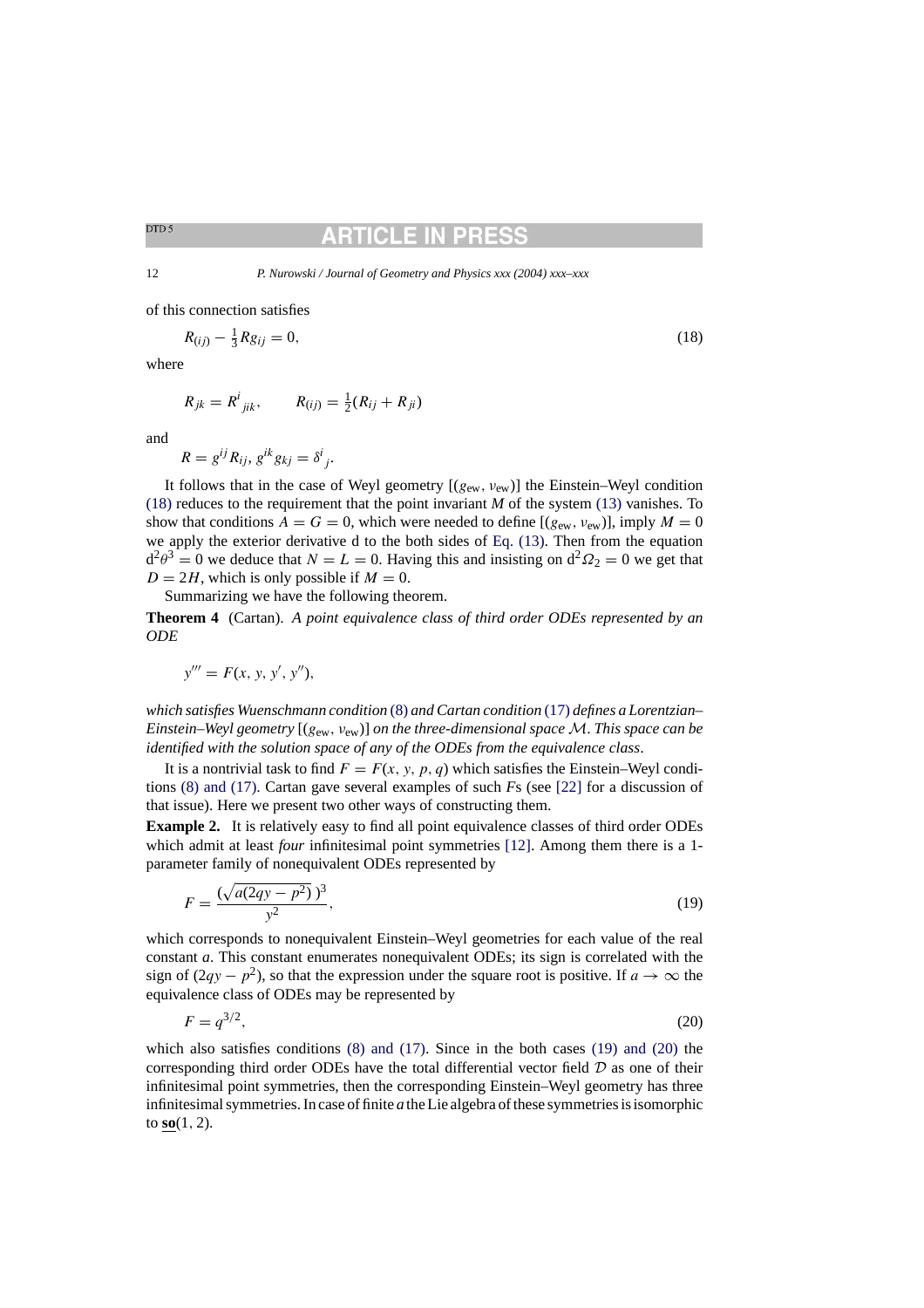of this connection satisfies

$$R_{(ij)} - \tfrac{1}{3} R g_{ij} = 0, \tag{18}$$

where

$$R_{jk} = R^i{}_{jik}, \qquad R_{(ij)} = \tfrac{1}{2}(R_{ij} + R_{ji})$$

and

$$R = g^{ij} R_{ij}, \; g^{ik} g_{kj} = \delta^i{}_j.$$

It follows that in the case of Weyl geometry $[(g_{\rm ew}, \nu_{\rm ew})]$ the Einstein–Weyl condition (18) reduces to the requirement that the point invariant $M$ of the system (13) vanishes. To show that conditions $A = G = 0$, which were needed to define $[(g_{\rm ew}, \nu_{\rm ew})]$, imply $M = 0$ we apply the exterior derivative d to the both sides of Eq. (13). Then from the equation $\mathrm{d}^2\theta^3 = 0$ we deduce that $N = L = 0$. Having this and insisting on $\mathrm{d}^2\Omega_2 = 0$ we get that $D = 2H$, which is only possible if $M = 0$.

Summarizing we have the following theorem.

**Theorem 4** (Cartan). *A point equivalence class of third order ODEs represented by an ODE*

$$y''' = F(x, y, y', y''),$$

*which satisfies Wuenschmann condition* (8) *and Cartan condition* (17) *defines a Lorentzian–Einstein–Weyl geometry* $[(g_{\rm ew}, \nu_{\rm ew})]$ *on the three-dimensional space* $\mathcal{M}$. *This space can be identified with the solution space of any of the ODEs from the equivalence class*.

It is a nontrivial task to find $F = F(x, y, p, q)$ which satisfies the Einstein–Weyl conditions (8) and (17). Cartan gave several examples of such $F$s (see [22] for a discussion of that issue). Here we present two other ways of constructing them.

**Example 2.** It is relatively easy to find all point equivalence classes of third order ODEs which admit at least *four* infinitesimal point symmetries [12]. Among them there is a 1-parameter family of nonequivalent ODEs represented by

$$F = \frac{(\sqrt{a(2qy - p^2)}\,)^3}{y^2}, \tag{19}$$

which corresponds to nonequivalent Einstein–Weyl geometries for each value of the real constant $a$. This constant enumerates nonequivalent ODEs; its sign is correlated with the sign of $(2qy - p^2)$, so that the expression under the square root is positive. If $a \to \infty$ the equivalence class of ODEs may be represented by

$$F = q^{3/2}, \tag{20}$$

which also satisfies conditions (8) and (17). Since in the both cases (19) and (20) the corresponding third order ODEs have the total differential vector field $\mathcal{D}$ as one of their infinitesimal point symmetries, then the corresponding Einstein–Weyl geometry has three infinitesimal symmetries. In case of finite $a$ the Lie algebra of these symmetries is isomorphic to $\underline{\mathbf{so}}(1, 2)$.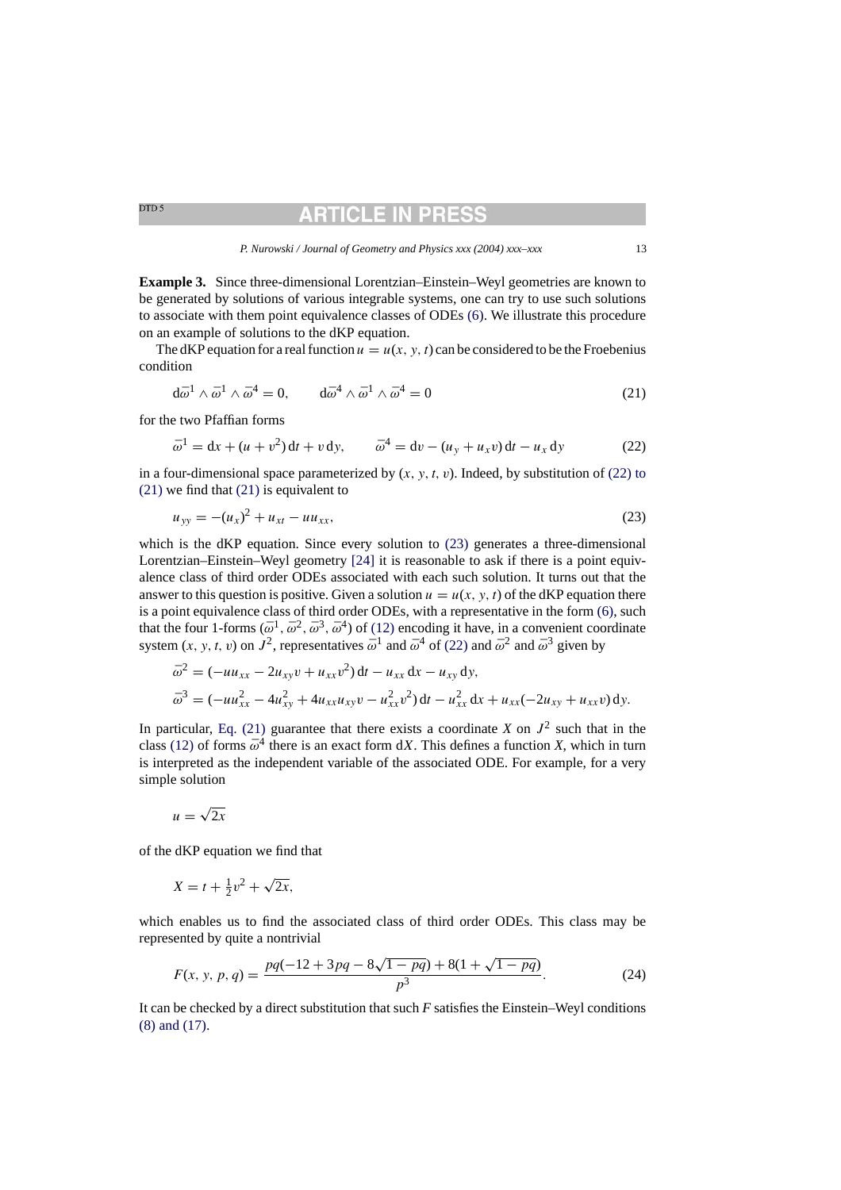**Example 3.** Since three-dimensional Lorentzian–Einstein–Weyl geometries are known to be generated by solutions of various integrable systems, one can try to use such solutions to associate with them point equivalence classes of ODEs (6). We illustrate this procedure on an example of solutions to the dKP equation.

The dKP equation for a real function $u = u(x, y, t)$ can be considered to be the Frobenius condition

$$\mathrm{d}\bar{\omega}^1 \wedge \bar{\omega}^1 \wedge \bar{\omega}^4 = 0, \qquad \mathrm{d}\bar{\omega}^4 \wedge \bar{\omega}^1 \wedge \bar{\omega}^4 = 0 \tag{21}$$

for the two Pfaffian forms

$$\bar{\omega}^1 = \mathrm{d}x + (u + v^2)\,\mathrm{d}t + v\,\mathrm{d}y, \qquad \bar{\omega}^4 = \mathrm{d}v - (u_y + u_x v)\,\mathrm{d}t - u_x\,\mathrm{d}y \tag{22}$$

in a four-dimensional space parameterized by $(x, y, t, v)$. Indeed, by substitution of (22) to (21) we find that (21) is equivalent to

$$u_{yy} = -(u_x)^2 + u_{xt} - u u_{xx}, \tag{23}$$

which is the dKP equation. Since every solution to (23) generates a three-dimensional Lorentzian–Einstein–Weyl geometry [24] it is reasonable to ask if there is a point equivalence class of third order ODEs associated with each such solution. It turns out that the answer to this question is positive. Given a solution $u = u(x, y, t)$ of the dKP equation there is a point equivalence class of third order ODEs, with a representative in the form (6), such that the four 1-forms $(\bar{\omega}^1, \bar{\omega}^2, \bar{\omega}^3, \bar{\omega}^4)$ of (12) encoding it have, in a convenient coordinate system $(x, y, t, v)$ on $J^2$, representatives $\bar{\omega}^1$ and $\bar{\omega}^4$ of (22) and $\bar{\omega}^2$ and $\bar{\omega}^3$ given by

$$\bar{\omega}^2 = (-u u_{xx} - 2u_{xy} v + u_{xx} v^2)\,\mathrm{d}t - u_{xx}\,\mathrm{d}x - u_{xy}\,\mathrm{d}y,$$
$$\bar{\omega}^3 = (-u u_{xx}^2 - 4u_{xy}^2 + 4u_{xx} u_{xy} v - u_{xx}^2 v^2)\,\mathrm{d}t - u_{xx}^2\,\mathrm{d}x + u_{xx}(-2u_{xy} + u_{xx} v)\,\mathrm{d}y.$$

In particular, Eq. (21) guarantee that there exists a coordinate $X$ on $J^2$ such that in the class (12) of forms $\bar{\omega}^4$ there is an exact form $\mathrm{d}X$. This defines a function $X$, which in turn is interpreted as the independent variable of the associated ODE. For example, for a very simple solution

$$u = \sqrt{2x}$$

of the dKP equation we find that

$$X = t + \tfrac{1}{2}v^2 + \sqrt{2x},$$

which enables us to find the associated class of third order ODEs. This class may be represented by quite a nontrivial

$$F(x, y, p, q) = \frac{pq(-12 + 3pq - 8\sqrt{1 - pq}) + 8(1 + \sqrt{1 - pq})}{p^3}. \tag{24}$$

It can be checked by a direct substitution that such $F$ satisfies the Einstein–Weyl conditions (8) and (17).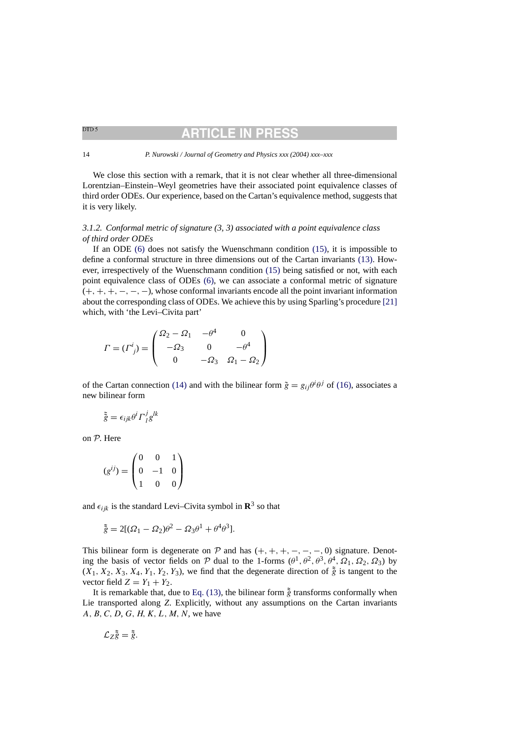We close this section with a remark, that it is not clear whether all three-dimensional Lorentzian–Einstein–Weyl geometries have their associated point equivalence classes of third order ODEs. Our experience, based on the Cartan's equivalence method, suggests that it is very likely.

### 3.1.2. Conformal metric of signature (3, 3) associated with a point equivalence class of third order ODEs

If an ODE (6) does not satisfy the Wuenschmann condition (15), it is impossible to define a conformal structure in three dimensions out of the Cartan invariants (13). However, irrespectively of the Wuenschmann condition (15) being satisfied or not, with each point equivalence class of ODEs (6), we can associate a conformal metric of signature $(+,+,+,-,-,-)$, whose conformal invariants encode all the point invariant information about the corresponding class of ODEs. We achieve this by using Sparling's procedure [21] which, with 'the Levi–Civita part'

$$\Gamma = (\Gamma^i{}_j) = \begin{pmatrix} \Omega_2 - \Omega_1 & -\theta^4 & 0 \\ -\Omega_3 & 0 & -\theta^4 \\ 0 & -\Omega_3 & \Omega_1 - \Omega_2 \end{pmatrix}$$

of the Cartan connection (14) and with the bilinear form $\tilde{g} = g_{ij}\theta^i\theta^j$ of (16), associates a new bilinear form

$$\tilde{\tilde{g}} = \epsilon_{ijk}\theta^i \Gamma^j{}_l g^{lk}$$

on $\mathcal{P}$. Here

$$(g^{ij}) = \begin{pmatrix} 0 & 0 & 1 \\ 0 & -1 & 0 \\ 1 & 0 & 0 \end{pmatrix}$$

and $\epsilon_{ijk}$ is the standard Levi–Civita symbol in $\mathbf{R}^3$ so that

$$\tilde{\tilde{g}} = 2[(\Omega_1 - \Omega_2)\theta^2 - \Omega_3\theta^1 + \theta^4\theta^3].$$

This bilinear form is degenerate on $\mathcal{P}$ and has $(+,+,+,-,-,-,0)$ signature. Denoting the basis of vector fields on $\mathcal{P}$ dual to the 1-forms $(\theta^1, \theta^2, \theta^3, \theta^4, \Omega_1, \Omega_2, \Omega_3)$ by $(X_1, X_2, X_3, X_4, Y_1, Y_2, Y_3)$, we find that the degenerate direction of $\tilde{\tilde{g}}$ is tangent to the vector field $Z = Y_1 + Y_2$.

It is remarkable that, due to Eq. (13), the bilinear form $\tilde{\tilde{g}}$ transforms conformally when Lie transported along $Z$. Explicitly, without any assumptions on the Cartan invariants $A, B, C, D, G, H, K, L, M, N$, we have

$$\mathcal{L}_Z \tilde{\tilde{g}} = \tilde{\tilde{g}}.$$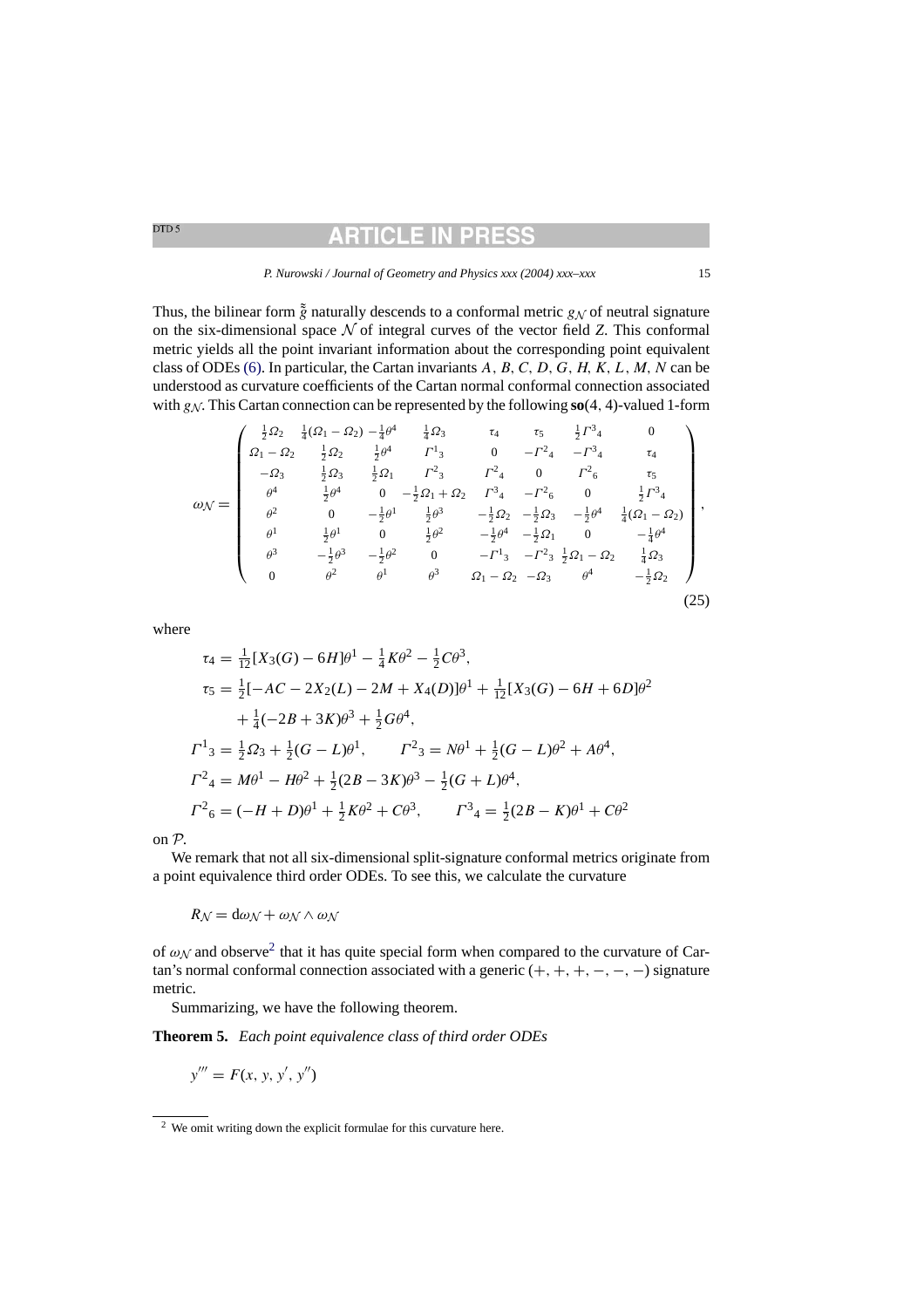Thus, the bilinear form $\tilde{\tilde{g}}$ naturally descends to a conformal metric $g_{\mathcal{N}}$ of neutral signature on the six-dimensional space $\mathcal{N}$ of integral curves of the vector field $Z$. This conformal metric yields all the point invariant information about the corresponding point equivalent class of ODEs (6). In particular, the Cartan invariants $A$, $B$, $C$, $D$, $G$, $H$, $K$, $L$, $M$, $N$ can be understood as curvature coefficients of the Cartan normal conformal connection associated with $g_{\mathcal{N}}$. This Cartan connection can be represented by the following $\mathbf{so}(4,4)$-valued 1-form

$$
\omega_{\mathcal{N}} = \begin{pmatrix}
\frac{1}{2}\Omega_2 & \frac{1}{4}(\Omega_1-\Omega_2) & -\frac{1}{4}\theta^4 & \frac{1}{4}\Omega_3 & \tau_4 & \tau_5 & \frac{1}{2}\Gamma^3{}_4 & 0 \\
\Omega_1-\Omega_2 & \frac{1}{2}\Omega_2 & \frac{1}{2}\theta^4 & \Gamma^1{}_3 & 0 & -\Gamma^2{}_4 & -\Gamma^3{}_4 & \tau_4 \\
-\Omega_3 & \frac{1}{2}\Omega_3 & \frac{1}{2}\Omega_1 & \Gamma^2{}_3 & \Gamma^2{}_4 & 0 & \Gamma^2{}_6 & \tau_5 \\
\theta^4 & \frac{1}{2}\theta^4 & 0 & -\frac{1}{2}\Omega_1+\Omega_2 & \Gamma^3{}_4 & -\Gamma^2{}_6 & 0 & \frac{1}{2}\Gamma^3{}_4 \\
\theta^2 & 0 & -\frac{1}{2}\theta^1 & \frac{1}{2}\theta^3 & -\frac{1}{2}\Omega_2 & -\frac{1}{2}\Omega_3 & -\frac{1}{2}\theta^4 & \frac{1}{4}(\Omega_1-\Omega_2) \\
\theta^1 & \frac{1}{2}\theta^1 & 0 & \frac{1}{2}\theta^2 & -\frac{1}{2}\theta^4 & -\frac{1}{2}\Omega_1 & 0 & -\frac{1}{4}\theta^4 \\
\theta^3 & -\frac{1}{2}\theta^3 & -\frac{1}{2}\theta^2 & 0 & -\Gamma^1{}_3 & -\Gamma^2{}_3 & \frac{1}{2}\Omega_1-\Omega_2 & \frac{1}{4}\Omega_3 \\
0 & \theta^2 & \theta^1 & \theta^3 & \Omega_1-\Omega_2 & -\Omega_3 & \theta^4 & -\frac{1}{2}\Omega_2
\end{pmatrix}, \tag{25}
$$

where

$$
\begin{aligned}
\tau_4 &= \tfrac{1}{12}[X_3(G)-6H]\theta^1 - \tfrac{1}{4}K\theta^2 - \tfrac{1}{2}C\theta^3, \\
\tau_5 &= \tfrac{1}{2}[-AC-2X_2(L)-2M+X_4(D)]\theta^1 + \tfrac{1}{12}[X_3(G)-6H+6D]\theta^2 \\
&\quad + \tfrac{1}{4}(-2B+3K)\theta^3 + \tfrac{1}{2}G\theta^4, \\
\Gamma^1{}_3 &= \tfrac{1}{2}\Omega_3 + \tfrac{1}{2}(G-L)\theta^1, \qquad \Gamma^2{}_3 = N\theta^1 + \tfrac{1}{2}(G-L)\theta^2 + A\theta^4, \\
\Gamma^2{}_4 &= M\theta^1 - H\theta^2 + \tfrac{1}{2}(2B-3K)\theta^3 - \tfrac{1}{2}(G+L)\theta^4, \\
\Gamma^2{}_6 &= (-H+D)\theta^1 + \tfrac{1}{2}K\theta^2 + C\theta^3, \qquad \Gamma^3{}_4 = \tfrac{1}{2}(2B-K)\theta^1 + C\theta^2
\end{aligned}
$$

on $\mathcal{P}$.

We remark that not all six-dimensional split-signature conformal metrics originate from a point equivalence third order ODEs. To see this, we calculate the curvature

$$R_{\mathcal{N}} = \mathrm{d}\omega_{\mathcal{N}} + \omega_{\mathcal{N}} \wedge \omega_{\mathcal{N}}$$

of $\omega_{\mathcal{N}}$ and observe[2] that it has quite special form when compared to the curvature of Cartan's normal conformal connection associated with a generic $(+,+,+,-,-,-)$ signature metric.

Summarizing, we have the following theorem.

**Theorem 5.** *Each point equivalence class of third order ODEs*

$$y''' = F(x, y, y', y'')$$

[2] We omit writing down the explicit formulae for this curvature here.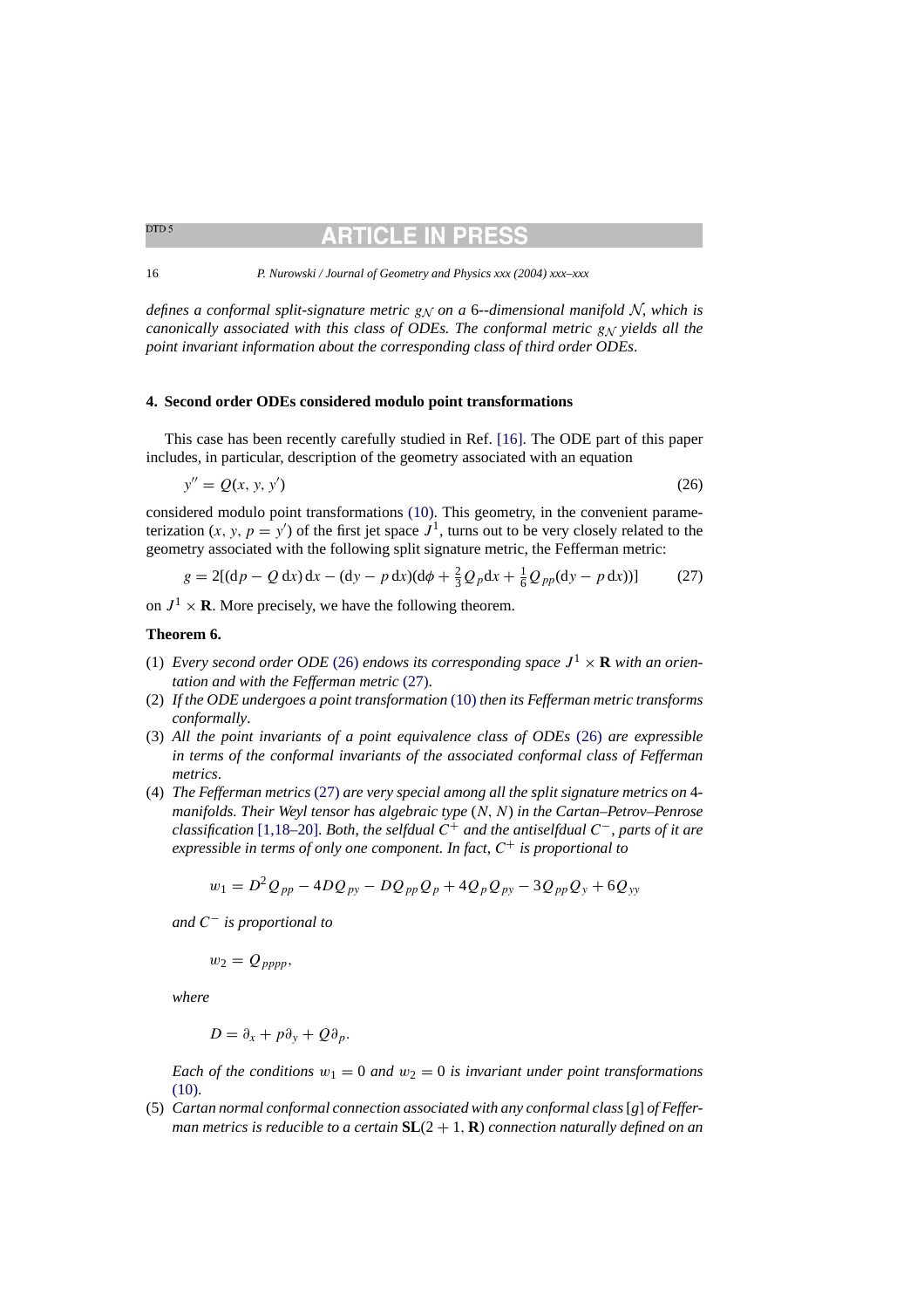*defines a conformal split-signature metric $g_{\mathcal{N}}$ on a 6--dimensional manifold $\mathcal{N}$, which is canonically associated with this class of ODEs. The conformal metric $g_{\mathcal{N}}$ yields all the point invariant information about the corresponding class of third order ODEs.*

## 4. Second order ODEs considered modulo point transformations

This case has been recently carefully studied in Ref. [16]. The ODE part of this paper includes, in particular, description of the geometry associated with an equation

$$y'' = Q(x, y, y') \tag{26}$$

considered modulo point transformations (10). This geometry, in the convenient parameterization $(x, y, p = y')$ of the first jet space $J^1$, turns out to be very closely related to the geometry associated with the following split signature metric, the Fefferman metric:

$$g = 2[(\mathrm{d}p - Q\,\mathrm{d}x)\,\mathrm{d}x - (\mathrm{d}y - p\,\mathrm{d}x)(\mathrm{d}\phi + \tfrac{2}{3}Q_p\mathrm{d}x + \tfrac{1}{6}Q_{pp}(\mathrm{d}y - p\,\mathrm{d}x))] \tag{27}$$

on $J^1 \times \mathbf{R}$. More precisely, we have the following theorem.

**Theorem 6.**

1. *Every second order ODE (26) endows its corresponding space $J^1 \times \mathbf{R}$ with an orientation and with the Fefferman metric (27).*
2. *If the ODE undergoes a point transformation (10) then its Fefferman metric transforms conformally.*
3. *All the point invariants of a point equivalence class of ODEs (26) are expressible in terms of the conformal invariants of the associated conformal class of Fefferman metrics.*
4. *The Fefferman metrics (27) are very special among all the split signature metrics on 4-manifolds. Their Weyl tensor has algebraic type $(N, N)$ in the Cartan–Petrov–Penrose classification [1,18–20]. Both, the selfdual $C^+$ and the antiselfdual $C^-$, parts of it are expressible in terms of only one component. In fact, $C^+$ is proportional to*

   $$w_1 = D^2 Q_{pp} - 4DQ_{py} - DQ_{pp}Q_p + 4Q_pQ_{py} - 3Q_{pp}Q_y + 6Q_{yy}$$

   *and $C^-$ is proportional to*

   $$w_2 = Q_{pppp},$$

   *where*

   $$D = \partial_x + p\partial_y + Q\partial_p.$$

   *Each of the conditions $w_1 = 0$ and $w_2 = 0$ is invariant under point transformations (10).*
5. *Cartan normal conformal connection associated with any conformal class $[g]$ of Fefferman metrics is reducible to a certain $\mathbf{SL}(2+1, \mathbf{R})$ connection naturally defined on an*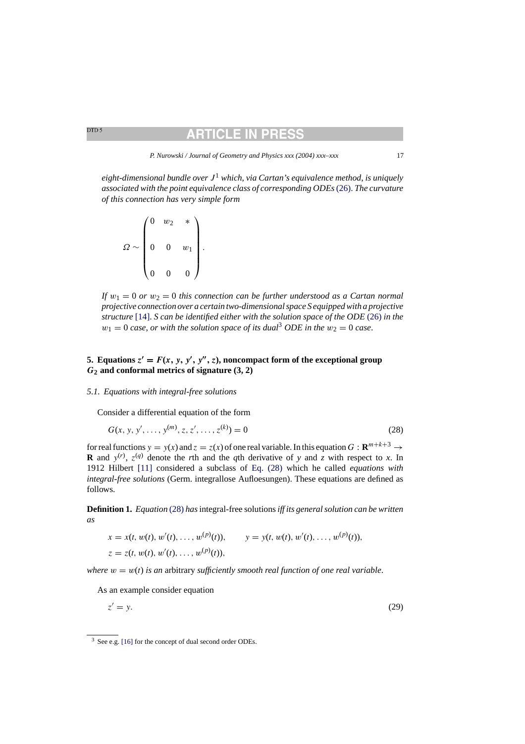*eight-dimensional bundle over $J^1$ which, via Cartan's equivalence method, is uniquely associated with the point equivalence class of corresponding ODEs (26). The curvature of this connection has very simple form*

$$\Omega \sim \begin{pmatrix} 0 & w_2 & * \\ 0 & 0 & w_1 \\ 0 & 0 & 0 \end{pmatrix}.$$

*If $w_1 = 0$ or $w_2 = 0$ this connection can be further understood as a Cartan normal projective connection over a certain two-dimensional space S equipped with a projective structure [14]. S can be identified either with the solution space of the ODE (26) in the $w_1 = 0$ case, or with the solution space of its dual[3] ODE in the $w_2 = 0$ case.*

## 5. Equations $z' = F(x, y, y', y'', z)$, noncompact form of the exceptional group $G_2$ and conformal metrics of signature (3, 2)

### 5.1. Equations with integral-free solutions

Consider a differential equation of the form

$$G(x, y, y', \dots, y^{(m)}, z, z', \dots, z^{(k)}) = 0 \tag{28}$$

for real functions $y = y(x)$ and $z = z(x)$ of one real variable. In this equation $G : \mathbf{R}^{m+k+3} \to \mathbf{R}$ and $y^{(r)}$, $z^{(q)}$ denote the $r$th and the $q$th derivative of $y$ and $z$ with respect to $x$. In 1912 Hilbert [11] considered a subclass of Eq. (28) which he called *equations with integral-free solutions* (Germ. integrallose Aufloesungen). These equations are defined as follows.

**Definition 1.** *Equation (28) has* integral-free solutions *iff its general solution can be written as*

$$x = x(t, w(t), w'(t), \dots, w^{(p)}(t)), \qquad y = y(t, w(t), w'(t), \dots, w^{(p)}(t)),$$
$$z = z(t, w(t), w'(t), \dots, w^{(p)}(t)),$$

*where $w = w(t)$ is an* arbitrary *sufficiently smooth real function of one real variable.*

As an example consider equation

$$z' = y. \tag{29}$$

[3] See e.g. [16] for the concept of dual second order ODEs.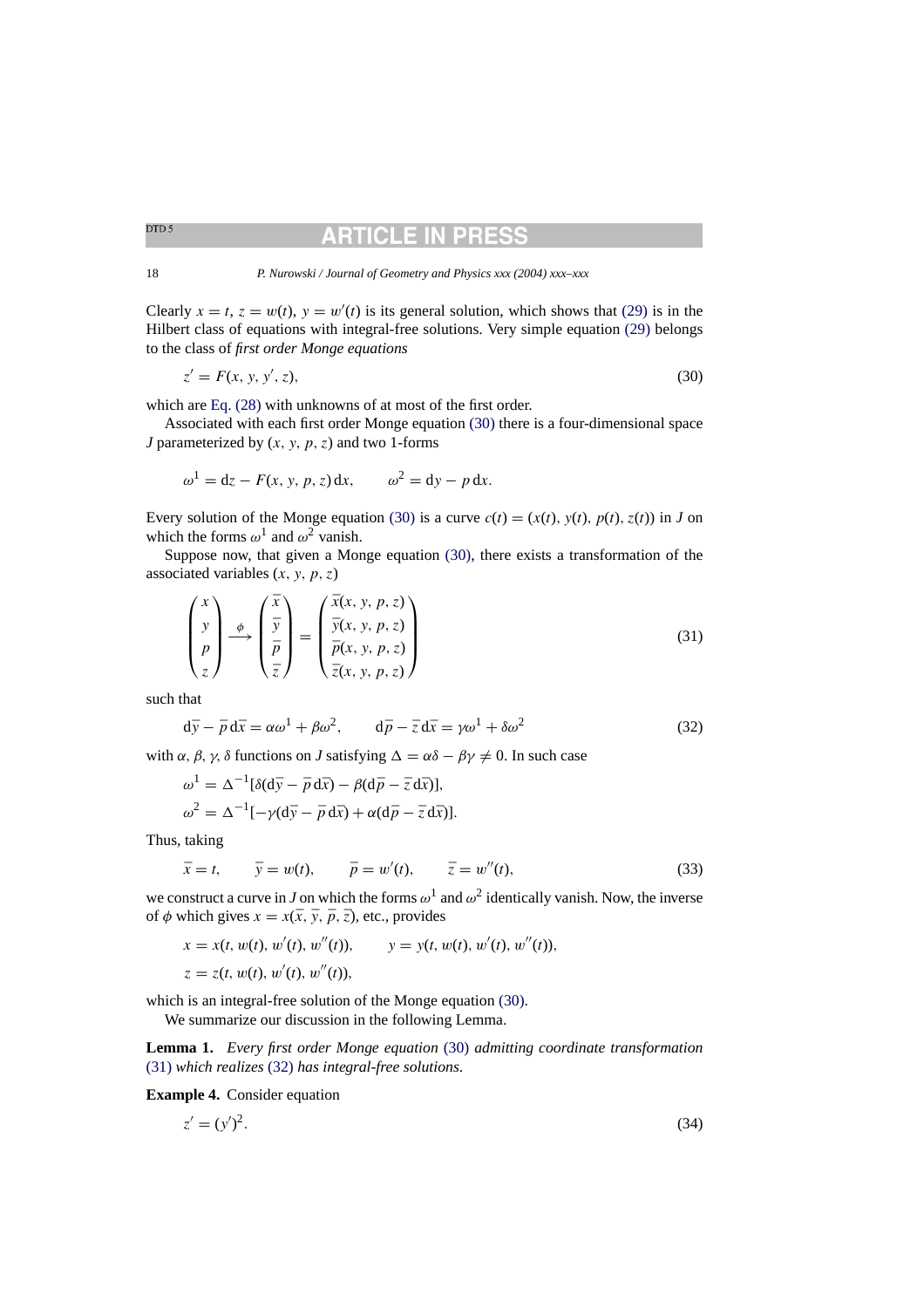Clearly $x = t$, $z = w(t)$, $y = w'(t)$ is its general solution, which shows that (29) is in the Hilbert class of equations with integral-free solutions. Very simple equation (29) belongs to the class of *first order Monge equations*

$$z' = F(x, y, y', z), \tag{30}$$

which are Eq. (28) with unknowns of at most of the first order.

Associated with each first order Monge equation (30) there is a four-dimensional space $J$ parameterized by $(x, y, p, z)$ and two 1-forms

$$\omega^1 = \mathrm{d}z - F(x, y, p, z)\,\mathrm{d}x, \qquad \omega^2 = \mathrm{d}y - p\,\mathrm{d}x.$$

Every solution of the Monge equation (30) is a curve $c(t) = (x(t), y(t), p(t), z(t))$ in $J$ on which the forms $\omega^1$ and $\omega^2$ vanish.

Suppose now, that given a Monge equation (30), there exists a transformation of the associated variables $(x, y, p, z)$

$$\begin{pmatrix} x \\ y \\ p \\ z \end{pmatrix} \xrightarrow{\phi} \begin{pmatrix} \bar{x} \\ \bar{y} \\ \bar{p} \\ \bar{z} \end{pmatrix} = \begin{pmatrix} \bar{x}(x, y, p, z) \\ \bar{y}(x, y, p, z) \\ \bar{p}(x, y, p, z) \\ \bar{z}(x, y, p, z) \end{pmatrix} \tag{31}$$

such that

$$\mathrm{d}\bar{y} - \bar{p}\,\mathrm{d}\bar{x} = \alpha\omega^1 + \beta\omega^2, \qquad \mathrm{d}\bar{p} - \bar{z}\,\mathrm{d}\bar{x} = \gamma\omega^1 + \delta\omega^2 \tag{32}$$

with $\alpha, \beta, \gamma, \delta$ functions on $J$ satisfying $\Delta = \alpha\delta - \beta\gamma \neq 0$. In such case

$$\omega^1 = \Delta^{-1}[\delta(\mathrm{d}\bar{y} - \bar{p}\,\mathrm{d}\bar{x}) - \beta(\mathrm{d}\bar{p} - \bar{z}\,\mathrm{d}\bar{x})],$$
$$\omega^2 = \Delta^{-1}[-\gamma(\mathrm{d}\bar{y} - \bar{p}\,\mathrm{d}\bar{x}) + \alpha(\mathrm{d}\bar{p} - \bar{z}\,\mathrm{d}\bar{x})].$$

Thus, taking

$$\bar{x} = t, \qquad \bar{y} = w(t), \qquad \bar{p} = w'(t), \qquad \bar{z} = w''(t), \tag{33}$$

we construct a curve in $J$ on which the forms $\omega^1$ and $\omega^2$ identically vanish. Now, the inverse of $\phi$ which gives $x = x(\bar{x}, \bar{y}, \bar{p}, \bar{z})$, etc., provides

$$x = x(t, w(t), w'(t), w''(t)), \qquad y = y(t, w(t), w'(t), w''(t)),$$
$$z = z(t, w(t), w'(t), w''(t)),$$

which is an integral-free solution of the Monge equation (30).

We summarize our discussion in the following Lemma.

**Lemma 1.** *Every first order Monge equation* (30) *admitting coordinate transformation* (31) *which realizes* (32) *has integral-free solutions*.

**Example 4.** Consider equation

$$z' = (y')^2. \tag{34}$$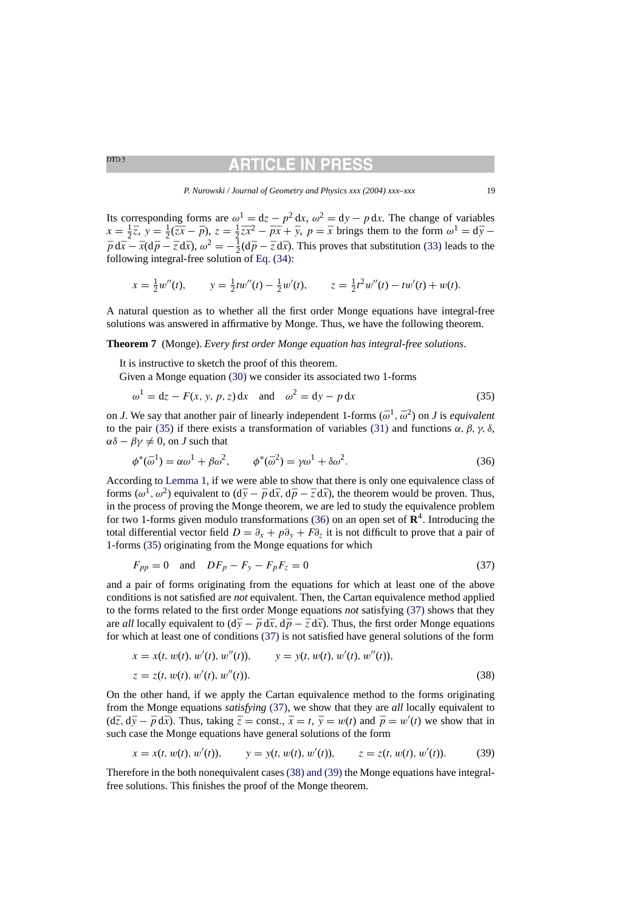Its corresponding forms are $\omega^1 = \mathrm{d}z - p^2\,\mathrm{d}x$, $\omega^2 = \mathrm{d}y - p\,\mathrm{d}x$. The change of variables $x = \frac{1}{2}\bar{z}$, $y = \frac{1}{2}(\bar{z}\bar{x} - \bar{p})$, $z = \frac{1}{2}\bar{z}\bar{x}^2 - \bar{p}\bar{x} + \bar{y}$, $p = \bar{x}$ brings them to the form $\omega^1 = \mathrm{d}\bar{y} - \bar{p}\,\mathrm{d}\bar{x} - \bar{x}(\mathrm{d}\bar{p} - \bar{z}\,\mathrm{d}\bar{x})$, $\omega^2 = -\frac{1}{2}(\mathrm{d}\bar{p} - \bar{z}\,\mathrm{d}\bar{x})$. This proves that substitution (33) leads to the following integral-free solution of Eq. (34):

$$x = \tfrac{1}{2}w''(t), \qquad y = \tfrac{1}{2}tw''(t) - \tfrac{1}{2}w'(t), \qquad z = \tfrac{1}{2}t^2 w''(t) - tw'(t) + w(t).$$

A natural question as to whether all the first order Monge equations have integral-free solutions was answered in affirmative by Monge. Thus, we have the following theorem.

**Theorem 7** (Monge). *Every first order Monge equation has integral-free solutions*.

It is instructive to sketch the proof of this theorem.

Given a Monge equation (30) we consider its associated two 1-forms

$$\omega^1 = \mathrm{d}z - F(x, y, p, z)\,\mathrm{d}x \quad \text{and} \quad \omega^2 = \mathrm{d}y - p\,\mathrm{d}x \tag{35}$$

on $J$. We say that another pair of linearly independent 1-forms $(\bar{\omega}^1, \bar{\omega}^2)$ on $J$ is *equivalent* to the pair (35) if there exists a transformation of variables (31) and functions $\alpha, \beta, \gamma, \delta$, $\alpha\delta - \beta\gamma \neq 0$, on $J$ such that

$$\phi^*(\bar{\omega}^1) = \alpha\omega^1 + \beta\omega^2, \qquad \phi^*(\bar{\omega}^2) = \gamma\omega^1 + \delta\omega^2. \tag{36}$$

According to Lemma 1, if we were able to show that there is only one equivalence class of forms $(\omega^1, \omega^2)$ equivalent to $(\mathrm{d}\bar{y} - \bar{p}\,\mathrm{d}\bar{x}, \mathrm{d}\bar{p} - \bar{z}\,\mathrm{d}\bar{x})$, the theorem would be proven. Thus, in the process of proving the Monge theorem, we are led to study the equivalence problem for two 1-forms given modulo transformations (36) on an open set of $\mathbf{R}^4$. Introducing the total differential vector field $D = \partial_x + p\partial_y + F\partial_z$ it is not difficult to prove that a pair of 1-forms (35) originating from the Monge equations for which

$$F_{pp} = 0 \quad \text{and} \quad DF_p - F_y - F_p F_z = 0 \tag{37}$$

and a pair of forms originating from the equations for which at least one of the above conditions is not satisfied are *not* equivalent. Then, the Cartan equivalence method applied to the forms related to the first order Monge equations *not* satisfying (37) shows that they are *all* locally equivalent to $(\mathrm{d}\bar{y} - \bar{p}\,\mathrm{d}\bar{x}, \mathrm{d}\bar{p} - \bar{z}\,\mathrm{d}\bar{x})$. Thus, the first order Monge equations for which at least one of conditions (37) is not satisfied have general solutions of the form

$$\begin{aligned} &x = x(t, w(t), w'(t), w''(t)), \qquad y = y(t, w(t), w'(t), w''(t)), \\ &z = z(t, w(t), w'(t), w''(t)). \end{aligned} \tag{38}$$

On the other hand, if we apply the Cartan equivalence method to the forms originating from the Monge equations *satisfying* (37), we show that they are *all* locally equivalent to $(\mathrm{d}\bar{z}, \mathrm{d}\bar{y} - \bar{p}\,\mathrm{d}\bar{x})$. Thus, taking $\bar{z} = \text{const.}$, $\bar{x} = t$, $\bar{y} = w(t)$ and $\bar{p} = w'(t)$ we show that in such case the Monge equations have general solutions of the form

$$x = x(t, w(t), w'(t)), \qquad y = y(t, w(t), w'(t)), \qquad z = z(t, w(t), w'(t)). \tag{39}$$

Therefore in the both nonequivalent cases (38) and (39) the Monge equations have integral-free solutions. This finishes the proof of the Monge theorem.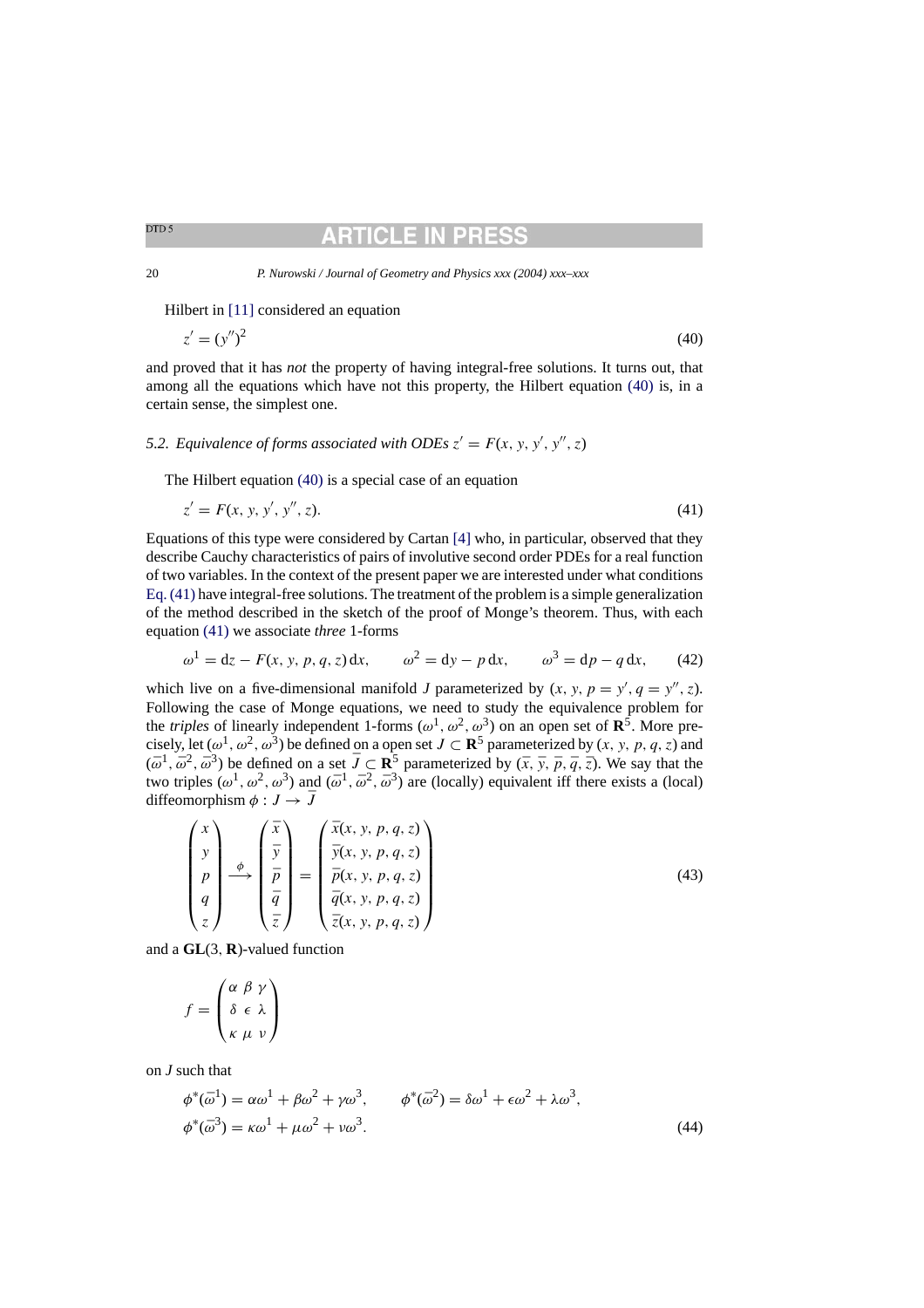Hilbert in [11] considered an equation

$$z' = (y'')^2 \tag{40}$$

and proved that it has *not* the property of having integral-free solutions. It turns out, that among all the equations which have not this property, the Hilbert equation (40) is, in a certain sense, the simplest one.

### 5.2. Equivalence of forms associated with ODEs $z' = F(x, y, y', y'', z)$

The Hilbert equation (40) is a special case of an equation

$$z' = F(x, y, y', y'', z). \tag{41}$$

Equations of this type were considered by Cartan [4] who, in particular, observed that they describe Cauchy characteristics of pairs of involutive second order PDEs for a real function of two variables. In the context of the present paper we are interested under what conditions Eq. (41) have integral-free solutions. The treatment of the problem is a simple generalization of the method described in the sketch of the proof of Monge's theorem. Thus, with each equation (41) we associate *three* 1-forms

$$\omega^1 = \mathrm{d}z - F(x, y, p, q, z)\,\mathrm{d}x, \qquad \omega^2 = \mathrm{d}y - p\,\mathrm{d}x, \qquad \omega^3 = \mathrm{d}p - q\,\mathrm{d}x, \tag{42}$$

which live on a five-dimensional manifold $J$ parameterized by $(x, y, p = y', q = y'', z)$. Following the case of Monge equations, we need to study the equivalence problem for the *triples* of linearly independent 1-forms $(\omega^1, \omega^2, \omega^3)$ on an open set of $\mathbf{R}^5$. More precisely, let $(\omega^1, \omega^2, \omega^3)$ be defined on a open set $J \subset \mathbf{R}^5$ parameterized by $(x, y, p, q, z)$ and $(\bar{\omega}^1, \bar{\omega}^2, \bar{\omega}^3)$ be defined on a set $\bar{J} \subset \mathbf{R}^5$ parameterized by $(\bar{x}, \bar{y}, \bar{p}, \bar{q}, \bar{z})$. We say that the two triples $(\omega^1, \omega^2, \omega^3)$ and $(\bar{\omega}^1, \bar{\omega}^2, \bar{\omega}^3)$ are (locally) equivalent iff there exists a (local) diffeomorphism $\phi : J \to \bar{J}$

$$\begin{pmatrix} x \\ y \\ p \\ q \\ z \end{pmatrix} \xrightarrow{\phi} \begin{pmatrix} \bar{x} \\ \bar{y} \\ \bar{p} \\ \bar{q} \\ \bar{z} \end{pmatrix} = \begin{pmatrix} \bar{x}(x, y, p, q, z) \\ \bar{y}(x, y, p, q, z) \\ \bar{p}(x, y, p, q, z) \\ \bar{q}(x, y, p, q, z) \\ \bar{z}(x, y, p, q, z) \end{pmatrix} \tag{43}$$

and a $\mathbf{GL}(3, \mathbf{R})$-valued function

$$f = \begin{pmatrix} \alpha & \beta & \gamma \\ \delta & \epsilon & \lambda \\ \kappa & \mu & \nu \end{pmatrix}$$

on $J$ such that

$$\phi^*(\bar{\omega}^1) = \alpha\omega^1 + \beta\omega^2 + \gamma\omega^3, \qquad \phi^*(\bar{\omega}^2) = \delta\omega^1 + \epsilon\omega^2 + \lambda\omega^3,$$
$$\phi^*(\bar{\omega}^3) = \kappa\omega^1 + \mu\omega^2 + \nu\omega^3. \tag{44}$$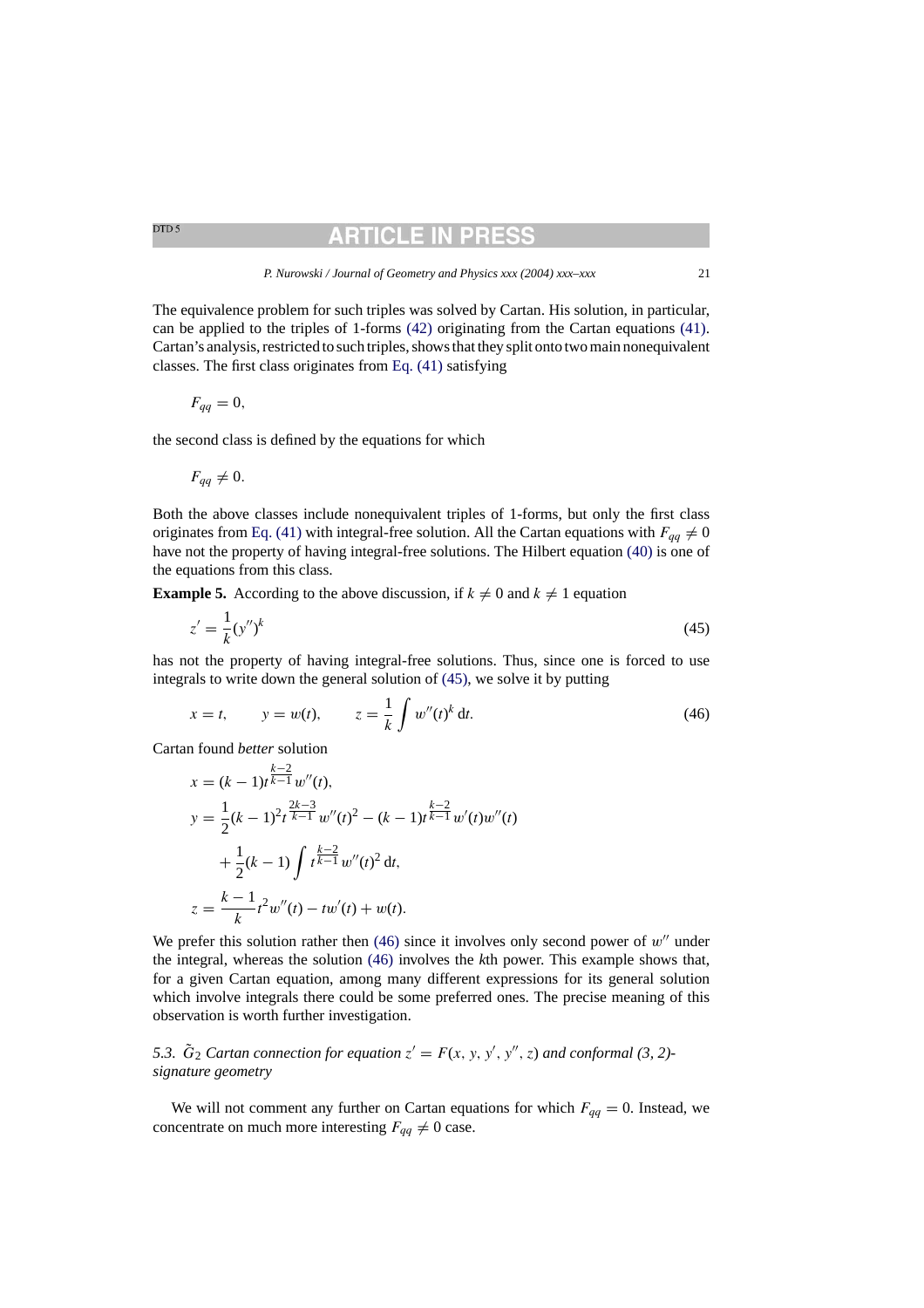The equivalence problem for such triples was solved by Cartan. His solution, in particular, can be applied to the triples of 1-forms (42) originating from the Cartan equations (41). Cartan's analysis, restricted to such triples, shows that they split onto two main nonequivalent classes. The first class originates from Eq. (41) satisfying

$$F_{qq} = 0,$$

the second class is defined by the equations for which

$$F_{qq} \neq 0.$$

Both the above classes include nonequivalent triples of 1-forms, but only the first class originates from Eq. (41) with integral-free solution. All the Cartan equations with $F_{qq} \neq 0$ have not the property of having integral-free solutions. The Hilbert equation (40) is one of the equations from this class.

**Example 5.** According to the above discussion, if $k \neq 0$ and $k \neq 1$ equation

$$z' = \frac{1}{k}(y'')^k \tag{45}$$

has not the property of having integral-free solutions. Thus, since one is forced to use integrals to write down the general solution of (45), we solve it by putting

$$x = t, \qquad y = w(t), \qquad z = \frac{1}{k}\int w''(t)^k \,\mathrm{d}t. \tag{46}$$

Cartan found *better* solution

$$\begin{aligned}
x &= (k-1)t^{\frac{k-2}{k-1}} w''(t),\\
y &= \frac{1}{2}(k-1)^2 t^{\frac{2k-3}{k-1}} w''(t)^2 - (k-1)t^{\frac{k-2}{k-1}} w'(t)w''(t)\\
&\quad + \frac{1}{2}(k-1)\int t^{\frac{k-2}{k-1}} w''(t)^2 \,\mathrm{d}t,\\
z &= \frac{k-1}{k} t^2 w''(t) - tw'(t) + w(t).
\end{aligned}$$

We prefer this solution rather then (46) since it involves only second power of $w''$ under the integral, whereas the solution (46) involves the $k$th power. This example shows that, for a given Cartan equation, among many different expressions for its general solution which involve integrals there could be some preferred ones. The precise meaning of this observation is worth further investigation.

### 5.3. $\tilde{G}_2$ Cartan connection for equation $z' = F(x, y, y', y'', z)$ and conformal (3, 2)-signature geometry

We will not comment any further on Cartan equations for which $F_{qq} = 0$. Instead, we concentrate on much more interesting $F_{qq} \neq 0$ case.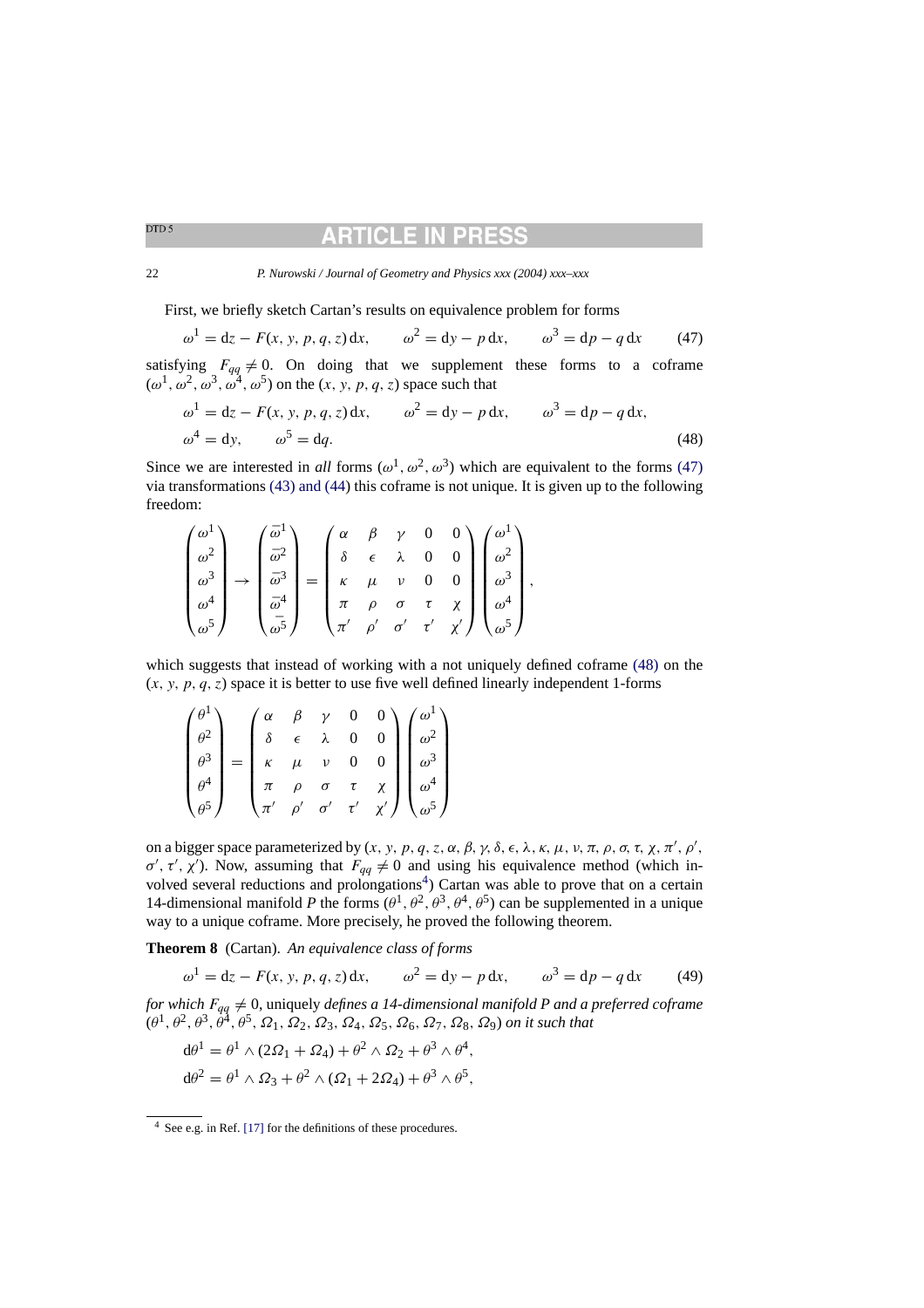First, we briefly sketch Cartan's results on equivalence problem for forms

$$\omega^1 = \mathrm{d}z - F(x, y, p, q, z)\,\mathrm{d}x, \qquad \omega^2 = \mathrm{d}y - p\,\mathrm{d}x, \qquad \omega^3 = \mathrm{d}p - q\,\mathrm{d}x \tag{47}$$

satisfying $F_{qq} \neq 0$. On doing that we supplement these forms to a coframe $(\omega^1, \omega^2, \omega^3, \omega^4, \omega^5)$ on the $(x, y, p, q, z)$ space such that

$$\begin{aligned} &\omega^1 = \mathrm{d}z - F(x, y, p, q, z)\,\mathrm{d}x, \qquad \omega^2 = \mathrm{d}y - p\,\mathrm{d}x, \qquad \omega^3 = \mathrm{d}p - q\,\mathrm{d}x, \\ &\omega^4 = \mathrm{d}y, \qquad \omega^5 = \mathrm{d}q. \end{aligned} \tag{48}$$

Since we are interested in *all* forms $(\omega^1, \omega^2, \omega^3)$ which are equivalent to the forms (47) via transformations (43) and (44) this coframe is not unique. It is given up to the following freedom:

$$\begin{pmatrix} \omega^1 \\ \omega^2 \\ \omega^3 \\ \omega^4 \\ \omega^5 \end{pmatrix} \to \begin{pmatrix} \bar{\omega}^1 \\ \bar{\omega}^2 \\ \bar{\omega}^3 \\ \bar{\omega}^4 \\ \bar{\omega}^5 \end{pmatrix} = \begin{pmatrix} \alpha & \beta & \gamma & 0 & 0 \\ \delta & \epsilon & \lambda & 0 & 0 \\ \kappa & \mu & \nu & 0 & 0 \\ \pi & \rho & \sigma & \tau & \chi \\ \pi' & \rho' & \sigma' & \tau' & \chi' \end{pmatrix} \begin{pmatrix} \omega^1 \\ \omega^2 \\ \omega^3 \\ \omega^4 \\ \omega^5 \end{pmatrix},$$

which suggests that instead of working with a not uniquely defined coframe (48) on the $(x, y, p, q, z)$ space it is better to use five well defined linearly independent 1-forms

$$\begin{pmatrix} \theta^1 \\ \theta^2 \\ \theta^3 \\ \theta^4 \\ \theta^5 \end{pmatrix} = \begin{pmatrix} \alpha & \beta & \gamma & 0 & 0 \\ \delta & \epsilon & \lambda & 0 & 0 \\ \kappa & \mu & \nu & 0 & 0 \\ \pi & \rho & \sigma & \tau & \chi \\ \pi' & \rho' & \sigma' & \tau' & \chi' \end{pmatrix} \begin{pmatrix} \omega^1 \\ \omega^2 \\ \omega^3 \\ \omega^4 \\ \omega^5 \end{pmatrix}$$

on a bigger space parameterized by $(x, y, p, q, z, \alpha, \beta, \gamma, \delta, \epsilon, \lambda, \kappa, \mu, \nu, \pi, \rho, \sigma, \tau, \chi, \pi', \rho', \sigma', \tau', \chi')$. Now, assuming that $F_{qq} \neq 0$ and using his equivalence method (which involved several reductions and prolongations[4]) Cartan was able to prove that on a certain 14-dimensional manifold $P$ the forms $(\theta^1, \theta^2, \theta^3, \theta^4, \theta^5)$ can be supplemented in a unique way to a unique coframe. More precisely, he proved the following theorem.

**Theorem 8** (Cartan). *An equivalence class of forms*

$$\omega^1 = \mathrm{d}z - F(x, y, p, q, z)\,\mathrm{d}x, \qquad \omega^2 = \mathrm{d}y - p\,\mathrm{d}x, \qquad \omega^3 = \mathrm{d}p - q\,\mathrm{d}x \tag{49}$$

*for which* $F_{qq} \neq 0$, uniquely *defines a 14-dimensional manifold $P$ and a preferred coframe* $(\theta^1, \theta^2, \theta^3, \theta^4, \theta^5, \Omega_1, \Omega_2, \Omega_3, \Omega_4, \Omega_5, \Omega_6, \Omega_7, \Omega_8, \Omega_9)$ *on it such that*

$$\begin{aligned} &\mathrm{d}\theta^1 = \theta^1 \wedge (2\Omega_1 + \Omega_4) + \theta^2 \wedge \Omega_2 + \theta^3 \wedge \theta^4, \\ &\mathrm{d}\theta^2 = \theta^1 \wedge \Omega_3 + \theta^2 \wedge (\Omega_1 + 2\Omega_4) + \theta^3 \wedge \theta^5, \end{aligned}$$

[4] See e.g. in Ref. [17] for the definitions of these procedures.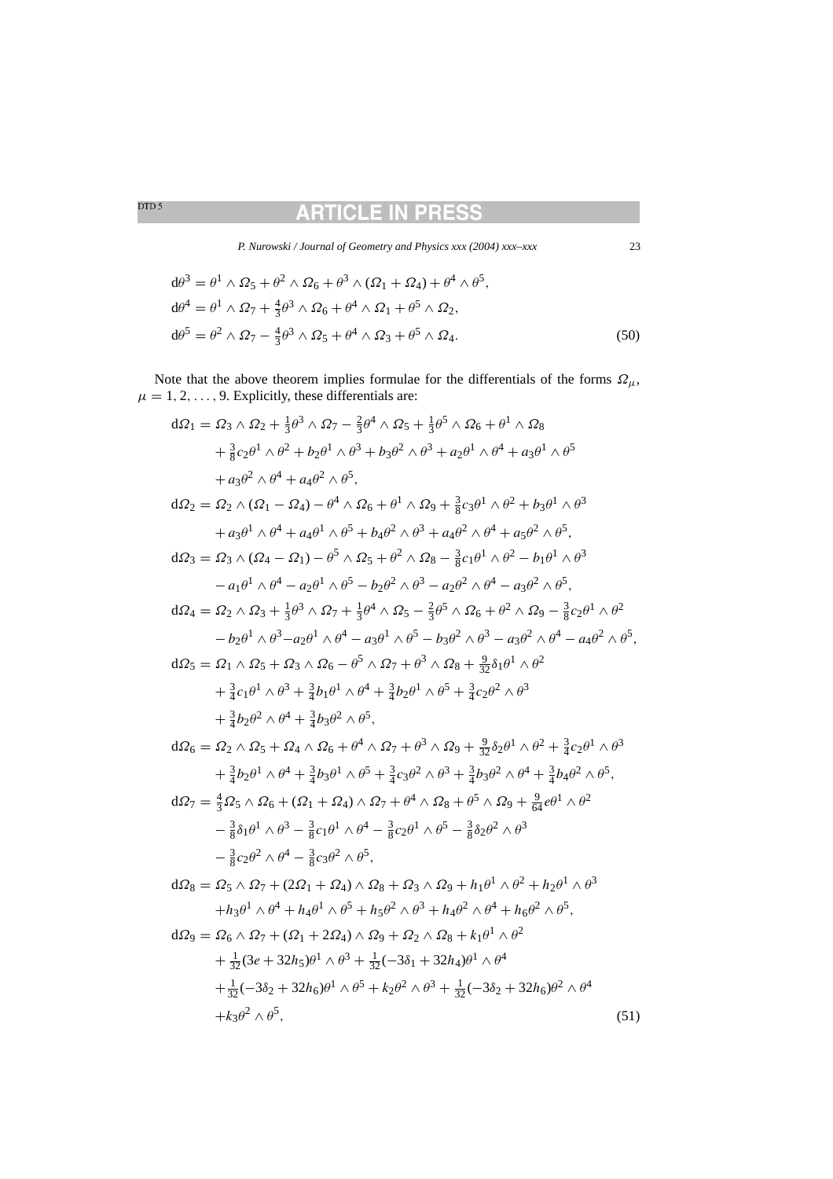$$
\begin{aligned}
\mathrm{d}\theta^3 &= \theta^1 \wedge \Omega_5 + \theta^2 \wedge \Omega_6 + \theta^3 \wedge (\Omega_1 + \Omega_4) + \theta^4 \wedge \theta^5, \\
\mathrm{d}\theta^4 &= \theta^1 \wedge \Omega_7 + \tfrac{4}{3}\theta^3 \wedge \Omega_6 + \theta^4 \wedge \Omega_1 + \theta^5 \wedge \Omega_2, \\
\mathrm{d}\theta^5 &= \theta^2 \wedge \Omega_7 - \tfrac{4}{3}\theta^3 \wedge \Omega_5 + \theta^4 \wedge \Omega_3 + \theta^5 \wedge \Omega_4.
\end{aligned} \tag{50}
$$

Note that the above theorem implies formulae for the differentials of the forms $\Omega_\mu$, $\mu = 1, 2, \ldots, 9$. Explicitly, these differentials are:

$$
\begin{aligned}
\mathrm{d}\Omega_1 &= \Omega_3 \wedge \Omega_2 + \tfrac{1}{3}\theta^3 \wedge \Omega_7 - \tfrac{2}{3}\theta^4 \wedge \Omega_5 + \tfrac{1}{3}\theta^5 \wedge \Omega_6 + \theta^1 \wedge \Omega_8 \\
&\quad + \tfrac{3}{8}c_2\theta^1 \wedge \theta^2 + b_2\theta^1 \wedge \theta^3 + b_3\theta^2 \wedge \theta^3 + a_2\theta^1 \wedge \theta^4 + a_3\theta^1 \wedge \theta^5 \\
&\quad + a_3\theta^2 \wedge \theta^4 + a_4\theta^2 \wedge \theta^5, \\
\mathrm{d}\Omega_2 &= \Omega_2 \wedge (\Omega_1 - \Omega_4) - \theta^4 \wedge \Omega_6 + \theta^1 \wedge \Omega_9 + \tfrac{3}{8}c_3\theta^1 \wedge \theta^2 + b_3\theta^1 \wedge \theta^3 \\
&\quad + a_3\theta^1 \wedge \theta^4 + a_4\theta^1 \wedge \theta^5 + b_4\theta^2 \wedge \theta^3 + a_4\theta^2 \wedge \theta^4 + a_5\theta^2 \wedge \theta^5, \\
\mathrm{d}\Omega_3 &= \Omega_3 \wedge (\Omega_4 - \Omega_1) - \theta^5 \wedge \Omega_5 + \theta^2 \wedge \Omega_8 - \tfrac{3}{8}c_1\theta^1 \wedge \theta^2 - b_1\theta^1 \wedge \theta^3 \\
&\quad - a_1\theta^1 \wedge \theta^4 - a_2\theta^1 \wedge \theta^5 - b_2\theta^2 \wedge \theta^3 - a_2\theta^2 \wedge \theta^4 - a_3\theta^2 \wedge \theta^5, \\
\mathrm{d}\Omega_4 &= \Omega_2 \wedge \Omega_3 + \tfrac{1}{3}\theta^3 \wedge \Omega_7 + \tfrac{1}{3}\theta^4 \wedge \Omega_5 - \tfrac{2}{3}\theta^5 \wedge \Omega_6 + \theta^2 \wedge \Omega_9 - \tfrac{3}{8}c_2\theta^1 \wedge \theta^2 \\
&\quad - b_2\theta^1 \wedge \theta^3 - a_2\theta^1 \wedge \theta^4 - a_3\theta^1 \wedge \theta^5 - b_3\theta^2 \wedge \theta^3 - a_3\theta^2 \wedge \theta^4 - a_4\theta^2 \wedge \theta^5, \\
\mathrm{d}\Omega_5 &= \Omega_1 \wedge \Omega_5 + \Omega_3 \wedge \Omega_6 - \theta^5 \wedge \Omega_7 + \theta^3 \wedge \Omega_8 + \tfrac{9}{32}\delta_1\theta^1 \wedge \theta^2 \\
&\quad + \tfrac{3}{4}c_1\theta^1 \wedge \theta^3 + \tfrac{3}{4}b_1\theta^1 \wedge \theta^4 + \tfrac{3}{4}b_2\theta^1 \wedge \theta^5 + \tfrac{3}{4}c_2\theta^2 \wedge \theta^3 \\
&\quad + \tfrac{3}{4}b_2\theta^2 \wedge \theta^4 + \tfrac{3}{4}b_3\theta^2 \wedge \theta^5, \\
\mathrm{d}\Omega_6 &= \Omega_2 \wedge \Omega_5 + \Omega_4 \wedge \Omega_6 + \theta^4 \wedge \Omega_7 + \theta^3 \wedge \Omega_9 + \tfrac{9}{32}\delta_2\theta^1 \wedge \theta^2 + \tfrac{3}{4}c_2\theta^1 \wedge \theta^3 \\
&\quad + \tfrac{3}{4}b_2\theta^1 \wedge \theta^4 + \tfrac{3}{4}b_3\theta^1 \wedge \theta^5 + \tfrac{3}{4}c_3\theta^2 \wedge \theta^3 + \tfrac{3}{4}b_3\theta^2 \wedge \theta^4 + \tfrac{3}{4}b_4\theta^2 \wedge \theta^5, \\
\mathrm{d}\Omega_7 &= \tfrac{4}{3}\Omega_5 \wedge \Omega_6 + (\Omega_1 + \Omega_4) \wedge \Omega_7 + \theta^4 \wedge \Omega_8 + \theta^5 \wedge \Omega_9 + \tfrac{9}{64}e\theta^1 \wedge \theta^2 \\
&\quad - \tfrac{3}{8}\delta_1\theta^1 \wedge \theta^3 - \tfrac{3}{8}c_1\theta^1 \wedge \theta^4 - \tfrac{3}{8}c_2\theta^1 \wedge \theta^5 - \tfrac{3}{8}\delta_2\theta^2 \wedge \theta^3 \\
&\quad - \tfrac{3}{8}c_2\theta^2 \wedge \theta^4 - \tfrac{3}{8}c_3\theta^2 \wedge \theta^5, \\
\mathrm{d}\Omega_8 &= \Omega_5 \wedge \Omega_7 + (2\Omega_1 + \Omega_4) \wedge \Omega_8 + \Omega_3 \wedge \Omega_9 + h_1\theta^1 \wedge \theta^2 + h_2\theta^1 \wedge \theta^3 \\
&\quad + h_3\theta^1 \wedge \theta^4 + h_4\theta^1 \wedge \theta^5 + h_5\theta^2 \wedge \theta^3 + h_4\theta^2 \wedge \theta^4 + h_6\theta^2 \wedge \theta^5, \\
\mathrm{d}\Omega_9 &= \Omega_6 \wedge \Omega_7 + (\Omega_1 + 2\Omega_4) \wedge \Omega_9 + \Omega_2 \wedge \Omega_8 + k_1\theta^1 \wedge \theta^2 \\
&\quad + \tfrac{1}{32}(3e + 32h_5)\theta^1 \wedge \theta^3 + \tfrac{1}{32}(-3\delta_1 + 32h_4)\theta^1 \wedge \theta^4 \\
&\quad + \tfrac{1}{32}(-3\delta_2 + 32h_6)\theta^1 \wedge \theta^5 + k_2\theta^2 \wedge \theta^3 + \tfrac{1}{32}(-3\delta_2 + 32h_6)\theta^2 \wedge \theta^4 \\
&\quad + k_3\theta^2 \wedge \theta^5,
\end{aligned} \tag{51}
$$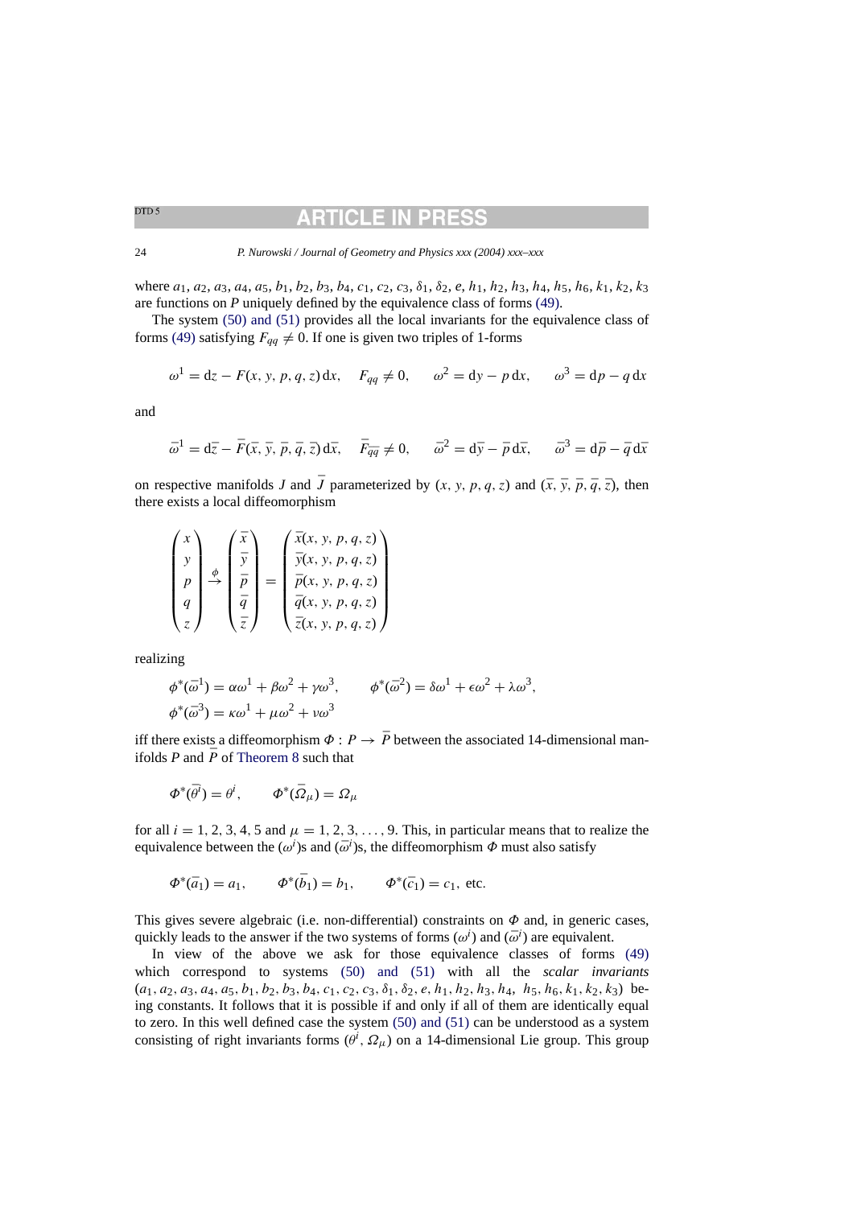where $a_1, a_2, a_3, a_4, a_5, b_1, b_2, b_3, b_4, c_1, c_2, c_3, \delta_1, \delta_2, e, h_1, h_2, h_3, h_4, h_5, h_6, k_1, k_2, k_3$ are functions on $P$ uniquely defined by the equivalence class of forms (49).

The system (50) and (51) provides all the local invariants for the equivalence class of forms (49) satisfying $F_{qq} \neq 0$. If one is given two triples of 1-forms

$$\omega^1 = \mathrm{d}z - F(x, y, p, q, z)\,\mathrm{d}x, \quad F_{qq} \neq 0, \qquad \omega^2 = \mathrm{d}y - p\,\mathrm{d}x, \qquad \omega^3 = \mathrm{d}p - q\,\mathrm{d}x$$

and

$$\bar{\omega}^1 = \mathrm{d}\bar{z} - \bar{F}(\bar{x}, \bar{y}, \bar{p}, \bar{q}, \bar{z})\,\mathrm{d}\bar{x}, \quad \bar{F}_{\bar{q}\bar{q}} \neq 0, \qquad \bar{\omega}^2 = \mathrm{d}\bar{y} - \bar{p}\,\mathrm{d}\bar{x}, \qquad \bar{\omega}^3 = \mathrm{d}\bar{p} - \bar{q}\,\mathrm{d}\bar{x}$$

on respective manifolds $J$ and $\bar{J}$ parameterized by $(x, y, p, q, z)$ and $(\bar{x}, \bar{y}, \bar{p}, \bar{q}, \bar{z})$, then there exists a local diffeomorphism

$$\begin{pmatrix} x \\ y \\ p \\ q \\ z \end{pmatrix} \stackrel{\phi}{\to} \begin{pmatrix} \bar{x} \\ \bar{y} \\ \bar{p} \\ \bar{q} \\ \bar{z} \end{pmatrix} = \begin{pmatrix} \bar{x}(x, y, p, q, z) \\ \bar{y}(x, y, p, q, z) \\ \bar{p}(x, y, p, q, z) \\ \bar{q}(x, y, p, q, z) \\ \bar{z}(x, y, p, q, z) \end{pmatrix}$$

realizing

$$\phi^*(\bar{\omega}^1) = \alpha\omega^1 + \beta\omega^2 + \gamma\omega^3, \qquad \phi^*(\bar{\omega}^2) = \delta\omega^1 + \epsilon\omega^2 + \lambda\omega^3,$$
$$\phi^*(\bar{\omega}^3) = \kappa\omega^1 + \mu\omega^2 + \nu\omega^3$$

iff there exists a diffeomorphism $\Phi : P \to \bar{P}$ between the associated 14-dimensional manifolds $P$ and $\bar{P}$ of Theorem 8 such that

$$\Phi^*(\bar{\theta}^i) = \theta^i, \qquad \Phi^*(\bar{\Omega}_\mu) = \Omega_\mu$$

for all $i = 1, 2, 3, 4, 5$ and $\mu = 1, 2, 3, \ldots, 9$. This, in particular means that to realize the equivalence between the $(\omega^i)$s and $(\bar{\omega}^i)$s, the diffeomorphism $\Phi$ must also satisfy

$$\Phi^*(\bar{a}_1) = a_1, \qquad \Phi^*(\bar{b}_1) = b_1, \qquad \Phi^*(\bar{c}_1) = c_1, \text{ etc.}$$

This gives severe algebraic (i.e. non-differential) constraints on $\Phi$ and, in generic cases, quickly leads to the answer if the two systems of forms $(\omega^i)$ and $(\bar{\omega}^i)$ are equivalent.

In view of the above we ask for those equivalence classes of forms (49) which correspond to systems (50) and (51) with all the *scalar invariants* $(a_1, a_2, a_3, a_4, a_5, b_1, b_2, b_3, b_4, c_1, c_2, c_3, \delta_1, \delta_2, e, h_1, h_2, h_3, h_4, h_5, h_6, k_1, k_2, k_3)$ being constants. It follows that it is possible if and only if all of them are identically equal to zero. In this well defined case the system (50) and (51) can be understood as a system consisting of right invariants forms $(\theta^i, \Omega_\mu)$ on a 14-dimensional Lie group. This group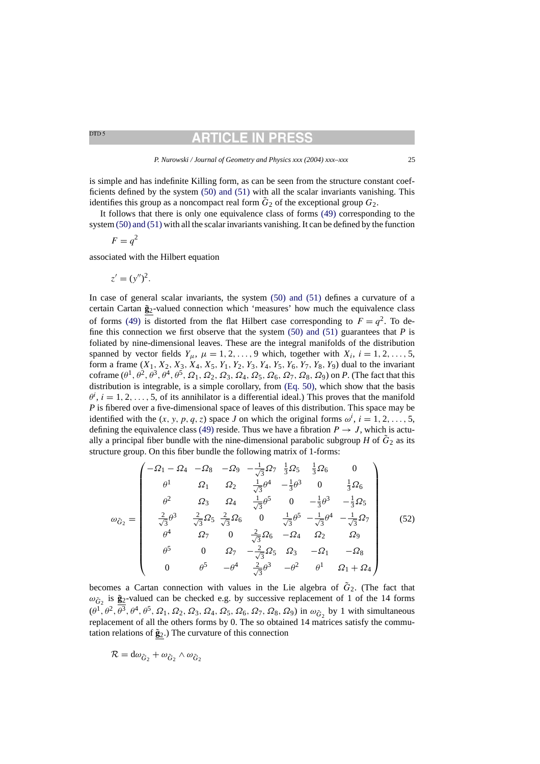is simple and has indefinite Killing form, as can be seen from the structure constant coefficients defined by the system (50) and (51) with all the scalar invariants vanishing. This identifies this group as a noncompact real form $\tilde{G}_2$ of the exceptional group $G_2$.

It follows that there is only one equivalence class of forms (49) corresponding to the system (50) and (51) with all the scalar invariants vanishing. It can be defined by the function

$$F = q^2$$

associated with the Hilbert equation

$$z' = (y'')^2.$$

In case of general scalar invariants, the system (50) and (51) defines a curvature of a certain Cartan $\underline{\tilde{\mathbf{g}}}_2$-valued connection which 'measures' how much the equivalence class of forms (49) is distorted from the flat Hilbert case corresponding to $F = q^2$. To define this connection we first observe that the system (50) and (51) guarantees that $P$ is foliated by nine-dimensional leaves. These are the integral manifolds of the distribution spanned by vector fields $Y_\mu$, $\mu = 1, 2, \ldots, 9$ which, together with $X_i$, $i = 1, 2, \ldots, 5$, form a frame $(X_1, X_2, X_3, X_4, X_5, Y_1, Y_2, Y_3, Y_4, Y_5, Y_6, Y_7, Y_8, Y_9)$ dual to the invariant coframe $(\theta^1, \theta^2, \theta^3, \theta^4, \theta^5, \Omega_1, \Omega_2, \Omega_3, \Omega_4, \Omega_5, \Omega_6, \Omega_7, \Omega_8, \Omega_9)$ on $P$. (The fact that this distribution is integrable, is a simple corollary, from (Eq. 50), which show that the basis $\theta^i$, $i = 1, 2, \ldots, 5$, of its annihilator is a differential ideal.) This proves that the manifold $P$ is fibered over a five-dimensional space of leaves of this distribution. This space may be identified with the $(x, y, p, q, z)$ space $J$ on which the original forms $\omega^i$, $i = 1, 2, \ldots, 5$, defining the equivalence class (49) reside. Thus we have a fibration $P \to J$, which is actually a principal fiber bundle with the nine-dimensional parabolic subgroup $H$ of $\tilde{G}_2$ as its structure group. On this fiber bundle the following matrix of 1-forms:

$$\omega_{\tilde{G}_2} = \begin{pmatrix} -\Omega_1 - \Omega_4 & -\Omega_8 & -\Omega_9 & -\frac{1}{\sqrt{3}}\Omega_7 & \frac{1}{3}\Omega_5 & \frac{1}{3}\Omega_6 & 0 \\ \theta^1 & \Omega_1 & \Omega_2 & \frac{1}{\sqrt{3}}\theta^4 & -\frac{1}{3}\theta^3 & 0 & \frac{1}{3}\Omega_6 \\ \theta^2 & \Omega_3 & \Omega_4 & \frac{1}{\sqrt{3}}\theta^5 & 0 & -\frac{1}{3}\theta^3 & -\frac{1}{3}\Omega_5 \\ \frac{2}{\sqrt{3}}\theta^3 & \frac{2}{\sqrt{3}}\Omega_5 & \frac{2}{\sqrt{3}}\Omega_6 & 0 & \frac{1}{\sqrt{3}}\theta^5 & -\frac{1}{\sqrt{3}}\theta^4 & -\frac{1}{\sqrt{3}}\Omega_7 \\ \theta^4 & \Omega_7 & 0 & \frac{2}{\sqrt{3}}\Omega_6 & -\Omega_4 & \Omega_2 & \Omega_9 \\ \theta^5 & 0 & \Omega_7 & -\frac{2}{\sqrt{3}}\Omega_5 & \Omega_3 & -\Omega_1 & -\Omega_8 \\ 0 & \theta^5 & -\theta^4 & \frac{2}{\sqrt{3}}\theta^3 & -\theta^2 & \theta^1 & \Omega_1 + \Omega_4 \end{pmatrix} \tag{52}$$

becomes a Cartan connection with values in the Lie algebra of $\tilde{G}_2$. (The fact that $\omega_{\tilde{G}_2}$ is $\underline{\tilde{\mathbf{g}}}_2$-valued can be checked e.g. by successive replacement of 1 of the 14 forms $(\theta^1, \theta^2, \theta^3, \theta^4, \theta^5, \Omega_1, \Omega_2, \Omega_3, \Omega_4, \Omega_5, \Omega_6, \Omega_7, \Omega_8, \Omega_9)$ in $\omega_{\tilde{G}_2}$ by 1 with simultaneous replacement of all the others forms by 0. The so obtained 14 matrices satisfy the commutation relations of $\underline{\tilde{\mathbf{g}}}_2$.) The curvature of this connection

$$\mathcal{R} = \mathrm{d}\omega_{\tilde{G}_2} + \omega_{\tilde{G}_2} \wedge \omega_{\tilde{G}_2}$$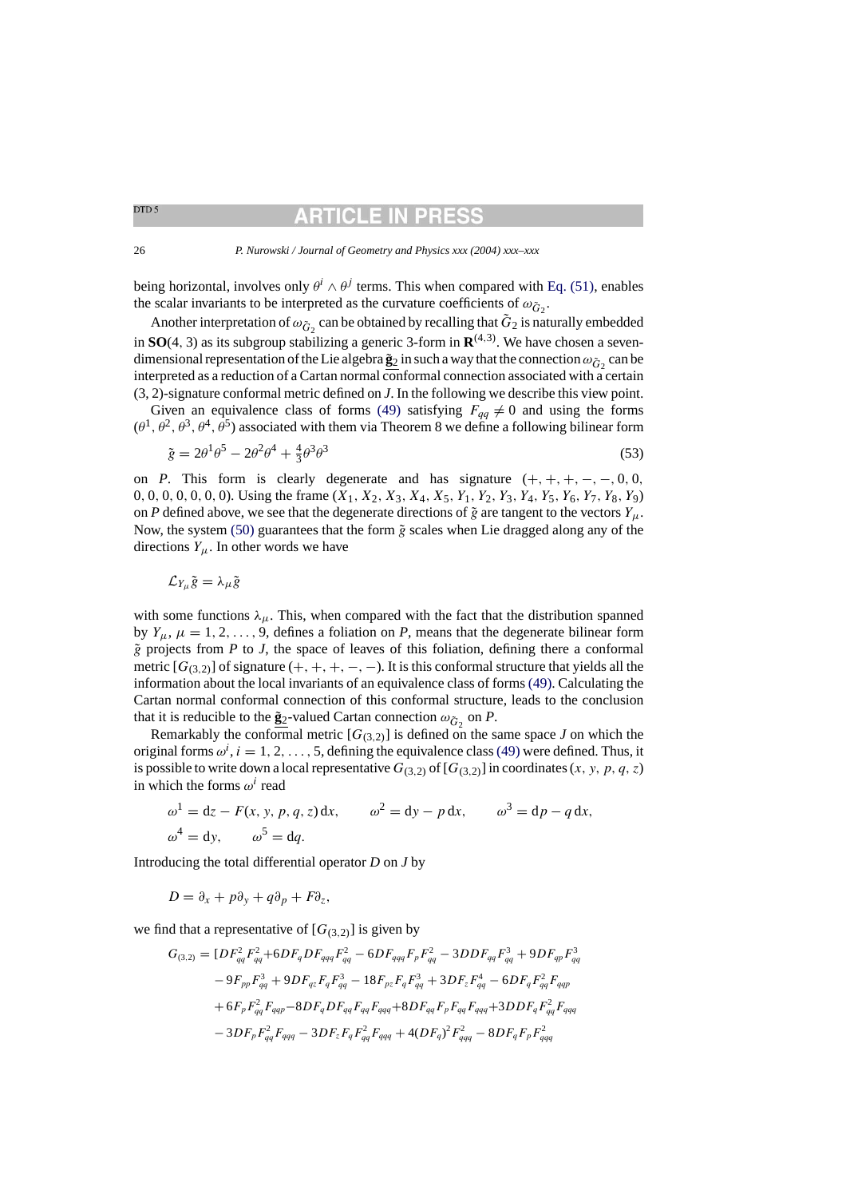being horizontal, involves only $\theta^i \wedge \theta^j$ terms. This when compared with Eq. (51), enables the scalar invariants to be interpreted as the curvature coefficients of $\omega_{\tilde{G}_2}$.

Another interpretation of $\omega_{\tilde{G}_2}$ can be obtained by recalling that $\tilde{G}_2$ is naturally embedded in $\mathbf{SO}(4,3)$ as its subgroup stabilizing a generic 3-form in $\mathbf{R}^{(4,3)}$. We have chosen a seven-dimensional representation of the Lie algebra $\underline{\tilde{\mathbf{g}}}_2$ in such a way that the connection $\omega_{\tilde{G}_2}$ can be interpreted as a reduction of a Cartan normal conformal connection associated with a certain (3, 2)-signature conformal metric defined on $J$. In the following we describe this view point.

Given an equivalence class of forms (49) satisfying $F_{qq} \neq 0$ and using the forms $(\theta^1, \theta^2, \theta^3, \theta^4, \theta^5)$ associated with them via Theorem 8 we define a following bilinear form

$$\tilde{g} = 2\theta^1\theta^5 - 2\theta^2\theta^4 + \tfrac{4}{3}\theta^3\theta^3 \tag{53}$$

on $P$. This form is clearly degenerate and has signature $(+,+,+,-,-,0,0,0,0,0,0,0,0,0)$. Using the frame $(X_1, X_2, X_3, X_4, X_5, Y_1, Y_2, Y_3, Y_4, Y_5, Y_6, Y_7, Y_8, Y_9)$ on $P$ defined above, we see that the degenerate directions of $\tilde{g}$ are tangent to the vectors $Y_\mu$. Now, the system (50) guarantees that the form $\tilde{g}$ scales when Lie dragged along any of the directions $Y_\mu$. In other words we have

$$\mathcal{L}_{Y_\mu}\tilde{g} = \lambda_\mu \tilde{g}$$

with some functions $\lambda_\mu$. This, when compared with the fact that the distribution spanned by $Y_\mu$, $\mu = 1, 2, \ldots, 9$, defines a foliation on $P$, means that the degenerate bilinear form $\tilde{g}$ projects from $P$ to $J$, the space of leaves of this foliation, defining there a conformal metric $[G_{(3,2)}]$ of signature $(+,+,+,-,-)$. It is this conformal structure that yields all the information about the local invariants of an equivalence class of forms (49). Calculating the Cartan normal conformal connection of this conformal structure, leads to the conclusion that it is reducible to the $\underline{\tilde{\mathbf{g}}}_2$-valued Cartan connection $\omega_{\tilde{G}_2}$ on $P$.

Remarkably the conformal metric $[G_{(3,2)}]$ is defined on the same space $J$ on which the original forms $\omega^i$, $i = 1, 2, \ldots, 5$, defining the equivalence class (49) were defined. Thus, it is possible to write down a local representative $G_{(3,2)}$ of $[G_{(3,2)}]$ in coordinates $(x, y, p, q, z)$ in which the forms $\omega^i$ read

$$\omega^1 = \mathrm{d}z - F(x,y,p,q,z)\,\mathrm{d}x, \qquad \omega^2 = \mathrm{d}y - p\,\mathrm{d}x, \qquad \omega^3 = \mathrm{d}p - q\,\mathrm{d}x,$$
$$\omega^4 = \mathrm{d}y, \qquad \omega^5 = \mathrm{d}q.$$

Introducing the total differential operator $D$ on $J$ by

$$D = \partial_x + p\partial_y + q\partial_p + F\partial_z,$$

we find that a representative of $[G_{(3,2)}]$ is given by

$$\begin{aligned}
G_{(3,2)} = [&DF_{qq}^2F_{qq}^2 + 6DF_qDF_{qqq}F_{qq}^2 - 6DF_{qqq}F_pF_{qq}^2 - 3DDF_{qq}F_{qq}^3 + 9DF_{qp}F_{qq}^3 \\
&- 9F_{pp}F_{qq}^3 + 9DF_{qz}F_qF_{qq}^3 - 18F_{pz}F_qF_{qq}^3 + 3DF_zF_{qq}^4 - 6DF_qF_{qq}^2F_{qqp} \\
&+ 6F_pF_{qq}^2F_{qqp} - 8DF_qDF_{qq}F_{qq}F_{qqq} + 8DF_{qq}F_pF_{qq}F_{qqq} + 3DDF_qF_{qq}^2F_{qqq} \\
&- 3DF_pF_{qq}^2F_{qqq} - 3DF_zF_qF_{qq}^2F_{qqq} + 4(DF_q)^2F_{qqq}^2 - 8DF_qF_pF_{qqq}^2
\end{aligned}$$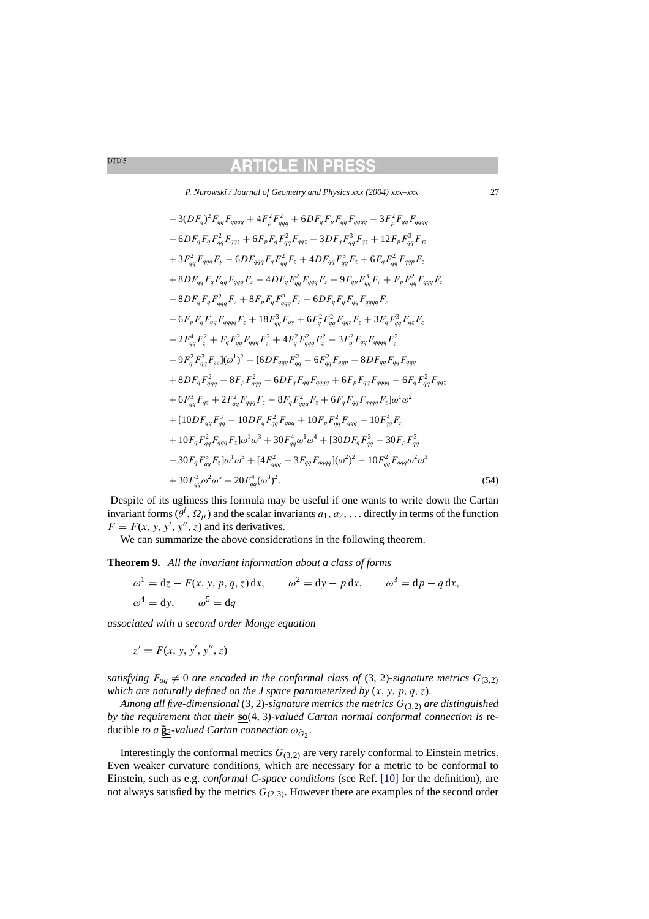$$
\begin{aligned}
&-3(DF_q)^2F_{qq}F_{qqqq}+4F_p^2F_{qqq}^2+6DF_qF_pF_{qq}F_{qqqq}-3F_p^2F_{qq}F_{qqqq}\\
&-6DF_qF_qF_{qq}^2F_{qqz}+6F_pF_qF_{qq}^2F_{qqz}-3DF_qF_{qq}^3F_{qz}+12F_pF_{qq}^3F_{qz}\\
&+3F_{qq}^2F_{qqq}F_y-6DF_{qqq}F_qF_{qq}^2F_z+4DF_{qq}F_{qq}^3F_z+6F_qF_{qq}^2F_{qqp}F_z\\
&+8DF_{qq}F_qF_{qq}F_{qqq}F_z-4DF_qF_{qq}^2F_{qqq}F_z-9F_{qp}F_{qq}^3F_z+F_pF_{qq}^2F_{qqq}F_z\\
&-8DF_qF_qF_{qqq}^2F_z+8F_pF_qF_{qqq}^2F_z+6DF_qF_qF_{qq}F_{qqqq}F_z\\
&-6F_pF_qF_{qq}F_{qqqq}F_z+18F_{qq}^3F_{qy}+6F_q^2F_{qq}^2F_{qqz}F_z+3F_qF_{qq}^3F_{qz}F_z\\
&-2F_{qq}^4F_z^2+F_qF_{qq}^2F_{qqq}F_z^2+4F_q^2F_{qqq}^2F_z^2-3F_q^2F_{qq}F_{qqqq}F_z^2\\
&-9F_q^2F_{qq}^3F_{zz}](\omega^1)^2+[6DF_{qqq}F_{qq}^2-6F_{qq}^2F_{qqp}-8DF_{qq}F_{qq}F_{qqq}\\
&+8DF_qF_{qqq}^2-8F_pF_{qqq}^2-6DF_qF_{qq}F_{qqqq}+6F_pF_{qq}F_{qqqq}-6F_qF_{qq}^2F_{qqz}\\
&+6F_{qq}^3F_{qz}+2F_{qq}^2F_{qqq}F_z-8F_qF_{qqq}^2F_z+6F_qF_{qq}F_{qqqq}F_z]\omega^1\omega^2\\
&+[10DF_{qq}F_{qq}^3-10DF_qF_{qq}^2F_{qqq}+10F_pF_{qq}^2F_{qqq}-10F_{qq}^4F_z\\
&+10F_qF_{qq}^2F_{qqq}F_z]\omega^1\omega^3+30F_{qq}^4\omega^1\omega^4+[30DF_qF_{qq}^3-30F_pF_{qq}^3\\
&-30F_qF_{qq}^3F_z]\omega^1\omega^5+[4F_{qqq}^2-3F_{qq}F_{qqqq}](\omega^2)^2-10F_{qq}^2F_{qqq}\omega^2\omega^3\\
&+30F_{qq}^3\omega^2\omega^5-20F_{qq}^4(\omega^3)^2.
\end{aligned}
\tag{54}
$$

Despite of its ugliness this formula may be useful if one wants to write down the Cartan invariant forms $(\theta^i, \Omega_\mu)$ and the scalar invariants $a_1, a_2, \ldots$ directly in terms of the function $F = F(x, y, y', y'', z)$ and its derivatives.

We can summarize the above considerations in the following theorem.

**Theorem 9.** *All the invariant information about a class of forms*

$$
\omega^1 = \mathrm{d}z - F(x, y, p, q, z)\,\mathrm{d}x, \qquad \omega^2 = \mathrm{d}y - p\,\mathrm{d}x, \qquad \omega^3 = \mathrm{d}p - q\,\mathrm{d}x,
$$
$$
\omega^4 = \mathrm{d}y, \qquad \omega^5 = \mathrm{d}q
$$

*associated with a second order Monge equation*

$$
z' = F(x, y, y', y'', z)
$$

*satisfying $F_{qq} \neq 0$ are encoded in the conformal class of $(3, 2)$-signature metrics $G_{(3,2)}$ which are naturally defined on the J space parameterized by $(x, y, p, q, z)$.*

*Among all five-dimensional $(3, 2)$-signature metrics the metrics $G_{(3,2)}$ are distinguished by the requirement that their $\underline{\mathbf{so}}(4, 3)$-valued Cartan normal conformal connection is* reducible *to a $\underline{\tilde{\mathbf{g}}}_2$-valued Cartan connection $\omega_{\tilde{G}_2}$.*

Interestingly the conformal metrics $G_{(3,2)}$ are very rarely conformal to Einstein metrics. Even weaker curvature conditions, which are necessary for a metric to be conformal to Einstein, such as e.g. *conformal C-space conditions* (see Ref. [10] for the definition), are not always satisfied by the metrics $G_{(2,3)}$. However there are examples of the second order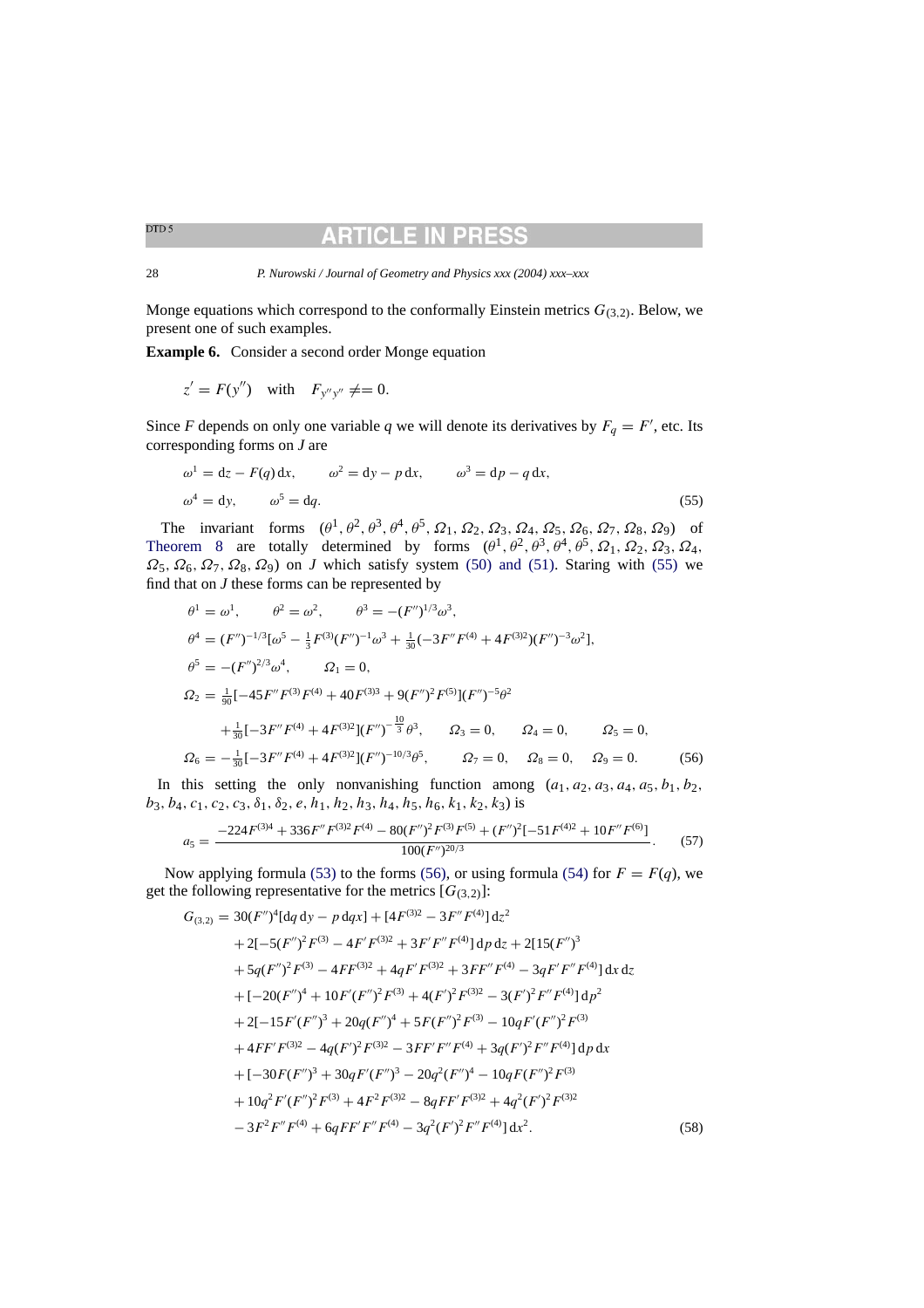Monge equations which correspond to the conformally Einstein metrics $G_{(3,2)}$. Below, we present one of such examples.

**Example 6.** Consider a second order Monge equation

$$z' = F(y'') \quad \text{with} \quad F_{y''y''} \neq = 0.$$

Since $F$ depends on only one variable $q$ we will denote its derivatives by $F_q = F'$, etc. Its corresponding forms on $J$ are

$$\begin{aligned}
&\omega^1 = \mathrm{d}z - F(q)\,\mathrm{d}x, \qquad \omega^2 = \mathrm{d}y - p\,\mathrm{d}x, \qquad \omega^3 = \mathrm{d}p - q\,\mathrm{d}x, \\
&\omega^4 = \mathrm{d}y, \qquad \omega^5 = \mathrm{d}q.
\end{aligned} \tag{55}$$

The invariant forms $(\theta^1, \theta^2, \theta^3, \theta^4, \theta^5, \Omega_1, \Omega_2, \Omega_3, \Omega_4, \Omega_5, \Omega_6, \Omega_7, \Omega_8, \Omega_9)$ of Theorem 8 are totally determined by forms $(\theta^1, \theta^2, \theta^3, \theta^4, \theta^5, \Omega_1, \Omega_2, \Omega_3, \Omega_4, \Omega_5, \Omega_6, \Omega_7, \Omega_8, \Omega_9)$ on $J$ which satisfy system (50) and (51). Staring with (55) we find that on $J$ these forms can be represented by

$$\begin{aligned}
&\theta^1 = \omega^1, \qquad \theta^2 = \omega^2, \qquad \theta^3 = -(F'')^{1/3}\omega^3, \\
&\theta^4 = (F'')^{-1/3}\left[\omega^5 - \tfrac{1}{3}F^{(3)}(F'')^{-1}\omega^3 + \tfrac{1}{30}(-3F''F^{(4)} + 4F^{(3)2})(F'')^{-3}\omega^2\right], \\
&\theta^5 = -(F'')^{2/3}\omega^4, \qquad \Omega_1 = 0, \\
&\Omega_2 = \tfrac{1}{90}[-45F''F^{(3)}F^{(4)} + 40F^{(3)3} + 9(F'')^2F^{(5)}](F'')^{-5}\theta^2 \\
&\qquad + \tfrac{1}{30}[-3F''F^{(4)} + 4F^{(3)2}](F'')^{-\frac{10}{3}}\theta^3, \qquad \Omega_3 = 0, \qquad \Omega_4 = 0, \qquad \Omega_5 = 0, \\
&\Omega_6 = -\tfrac{1}{30}[-3F''F^{(4)} + 4F^{(3)2}](F'')^{-10/3}\theta^5, \qquad \Omega_7 = 0, \quad \Omega_8 = 0, \quad \Omega_9 = 0.
\end{aligned} \tag{56}$$

In this setting the only nonvanishing function among $(a_1, a_2, a_3, a_4, a_5, b_1, b_2, b_3, b_4, c_1, c_2, c_3, \delta_1, \delta_2, e, h_1, h_2, h_3, h_4, h_5, h_6, k_1, k_2, k_3)$ is

$$a_5 = \frac{-224F^{(3)4} + 336F''F^{(3)2}F^{(4)} - 80(F'')^2F^{(3)}F^{(5)} + (F'')^2[-51F^{(4)2} + 10F''F^{(6)}]}{100(F'')^{20/3}}. \tag{57}$$

Now applying formula (53) to the forms (56), or using formula (54) for $F = F(q)$, we get the following representative for the metrics $[G_{(3,2)}]$:

$$\begin{aligned}
G_{(3,2)} = {}& 30(F'')^4[\mathrm{d}q\,\mathrm{d}y - p\,\mathrm{d}q x] + [4F^{(3)2} - 3F''F^{(4)}]\,\mathrm{d}z^2 \\
&+ 2[-5(F'')^2F^{(3)} - 4F'F^{(3)2} + 3F'F''F^{(4)}]\,\mathrm{d}p\,\mathrm{d}z + 2[15(F'')^3 \\
&+ 5q(F'')^2F^{(3)} - 4FF^{(3)2} + 4qF'F^{(3)2} + 3FF''F^{(4)} - 3qF'F''F^{(4)}]\,\mathrm{d}x\,\mathrm{d}z \\
&+ [-20(F'')^4 + 10F'(F'')^2F^{(3)} + 4(F')^2F^{(3)2} - 3(F')^2F''F^{(4)}]\,\mathrm{d}p^2 \\
&+ 2[-15F'(F'')^3 + 20q(F'')^4 + 5F(F'')^2F^{(3)} - 10qF'(F'')^2F^{(3)} \\
&+ 4FF'F^{(3)2} - 4q(F')^2F^{(3)2} - 3FF'F''F^{(4)} + 3q(F')^2F''F^{(4)}]\,\mathrm{d}p\,\mathrm{d}x \\
&+ [-30F(F'')^3 + 30qF'(F'')^3 - 20q^2(F'')^4 - 10qF(F'')^2F^{(3)} \\
&+ 10q^2F'(F'')^2F^{(3)} + 4F^2F^{(3)2} - 8qFF'F^{(3)2} + 4q^2(F')^2F^{(3)2} \\
&- 3F^2F''F^{(4)} + 6qFF'F''F^{(4)} - 3q^2(F')^2F''F^{(4)}]\,\mathrm{d}x^2.
\end{aligned} \tag{58}$$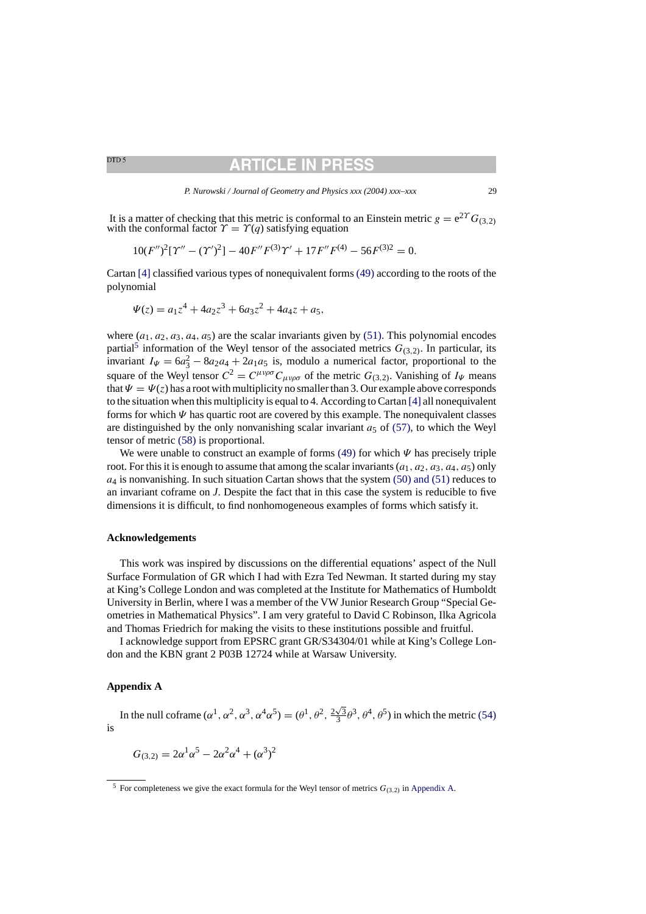It is a matter of checking that this metric is conformal to an Einstein metric $g = e^{2\Upsilon} G_{(3,2)}$ with the conformal factor $\Upsilon = \Upsilon(q)$ satisfying equation

$$10(F'')^2[\Upsilon'' - (\Upsilon')^2] - 40F''F^{(3)}\Upsilon' + 17F''F^{(4)} - 56F^{(3)2} = 0.$$

Cartan [4] classified various types of nonequivalent forms (49) according to the roots of the polynomial

$$\Psi(z) = a_1 z^4 + 4a_2 z^3 + 6a_3 z^2 + 4a_4 z + a_5,$$

where $(a_1, a_2, a_3, a_4, a_5)$ are the scalar invariants given by (51). This polynomial encodes partial[5] information of the Weyl tensor of the associated metrics $G_{(3,2)}$. In particular, its invariant $I_\Psi = 6a_3^2 - 8a_2 a_4 + 2a_1 a_5$ is, modulo a numerical factor, proportional to the square of the Weyl tensor $C^2 = C^{\mu\nu\rho\sigma}C_{\mu\nu\rho\sigma}$ of the metric $G_{(3,2)}$. Vanishing of $I_\Psi$ means that $\Psi = \Psi(z)$ has a root with multiplicity no smaller than 3. Our example above corresponds to the situation when this multiplicity is equal to 4. According to Cartan [4] all nonequivalent forms for which $\Psi$ has quartic root are covered by this example. The nonequivalent classes are distinguished by the only nonvanishing scalar invariant $a_5$ of (57), to which the Weyl tensor of metric (58) is proportional.

We were unable to construct an example of forms (49) for which $\Psi$ has precisely triple root. For this it is enough to assume that among the scalar invariants $(a_1, a_2, a_3, a_4, a_5)$ only $a_4$ is nonvanishing. In such situation Cartan shows that the system (50) and (51) reduces to an invariant coframe on $J$. Despite the fact that in this case the system is reducible to five dimensions it is difficult, to find nonhomogeneous examples of forms which satisfy it.

### Acknowledgements

This work was inspired by discussions on the differential equations' aspect of the Null Surface Formulation of GR which I had with Ezra Ted Newman. It started during my stay at King's College London and was completed at the Institute for Mathematics of Humboldt University in Berlin, where I was a member of the VW Junior Research Group "Special Geometries in Mathematical Physics". I am very grateful to David C Robinson, Ilka Agricola and Thomas Friedrich for making the visits to these institutions possible and fruitful.

I acknowledge support from EPSRC grant GR/S34304/01 while at King's College London and the KBN grant 2 P03B 12724 while at Warsaw University.

### Appendix A

In the null coframe $(\alpha^1, \alpha^2, \alpha^3, \alpha^4\alpha^5) = (\theta^1, \theta^2, \frac{2\sqrt{3}}{3}\theta^3, \theta^4, \theta^5)$ in which the metric (54) is

$$G_{(3,2)} = 2\alpha^1\alpha^5 - 2\alpha^2\alpha^4 + (\alpha^3)^2$$

[5] For completeness we give the exact formula for the Weyl tensor of metrics $G_{(3,2)}$ in Appendix A.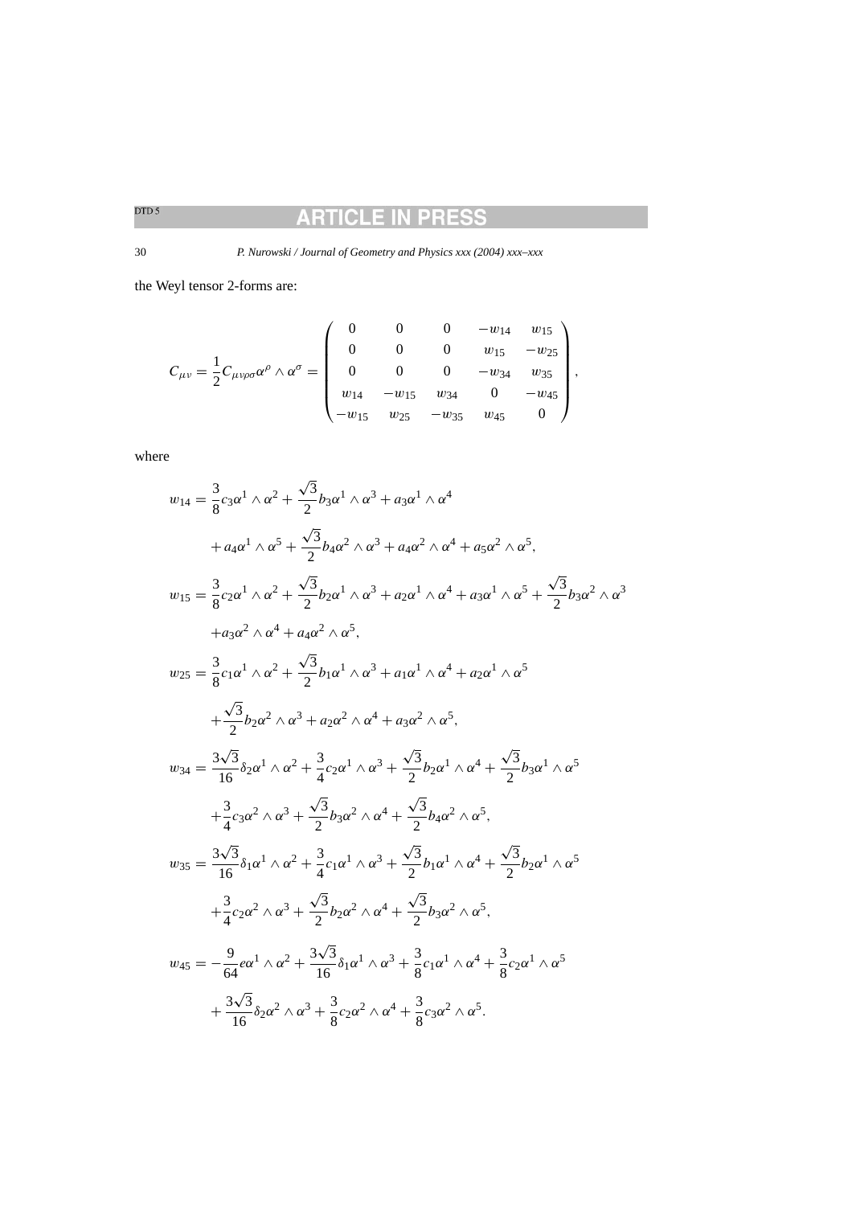the Weyl tensor 2-forms are:

$$C_{\mu\nu} = \frac{1}{2}C_{\mu\nu\rho\sigma}\alpha^\rho \wedge \alpha^\sigma = \begin{pmatrix} 0 & 0 & 0 & -w_{14} & w_{15} \\ 0 & 0 & 0 & w_{15} & -w_{25} \\ 0 & 0 & 0 & -w_{34} & w_{35} \\ w_{14} & -w_{15} & w_{34} & 0 & -w_{45} \\ -w_{15} & w_{25} & -w_{35} & w_{45} & 0 \end{pmatrix},$$

where

$$\begin{aligned}
w_{14} &= \frac{3}{8}c_3\alpha^1 \wedge \alpha^2 + \frac{\sqrt{3}}{2}b_3\alpha^1 \wedge \alpha^3 + a_3\alpha^1 \wedge \alpha^4 \\
&\quad + a_4\alpha^1 \wedge \alpha^5 + \frac{\sqrt{3}}{2}b_4\alpha^2 \wedge \alpha^3 + a_4\alpha^2 \wedge \alpha^4 + a_5\alpha^2 \wedge \alpha^5, \\
w_{15} &= \frac{3}{8}c_2\alpha^1 \wedge \alpha^2 + \frac{\sqrt{3}}{2}b_2\alpha^1 \wedge \alpha^3 + a_2\alpha^1 \wedge \alpha^4 + a_3\alpha^1 \wedge \alpha^5 + \frac{\sqrt{3}}{2}b_3\alpha^2 \wedge \alpha^3 \\
&\quad + a_3\alpha^2 \wedge \alpha^4 + a_4\alpha^2 \wedge \alpha^5, \\
w_{25} &= \frac{3}{8}c_1\alpha^1 \wedge \alpha^2 + \frac{\sqrt{3}}{2}b_1\alpha^1 \wedge \alpha^3 + a_1\alpha^1 \wedge \alpha^4 + a_2\alpha^1 \wedge \alpha^5 \\
&\quad + \frac{\sqrt{3}}{2}b_2\alpha^2 \wedge \alpha^3 + a_2\alpha^2 \wedge \alpha^4 + a_3\alpha^2 \wedge \alpha^5, \\
w_{34} &= \frac{3\sqrt{3}}{16}\delta_2\alpha^1 \wedge \alpha^2 + \frac{3}{4}c_2\alpha^1 \wedge \alpha^3 + \frac{\sqrt{3}}{2}b_2\alpha^1 \wedge \alpha^4 + \frac{\sqrt{3}}{2}b_3\alpha^1 \wedge \alpha^5 \\
&\quad + \frac{3}{4}c_3\alpha^2 \wedge \alpha^3 + \frac{\sqrt{3}}{2}b_3\alpha^2 \wedge \alpha^4 + \frac{\sqrt{3}}{2}b_4\alpha^2 \wedge \alpha^5, \\
w_{35} &= \frac{3\sqrt{3}}{16}\delta_1\alpha^1 \wedge \alpha^2 + \frac{3}{4}c_1\alpha^1 \wedge \alpha^3 + \frac{\sqrt{3}}{2}b_1\alpha^1 \wedge \alpha^4 + \frac{\sqrt{3}}{2}b_2\alpha^1 \wedge \alpha^5 \\
&\quad + \frac{3}{4}c_2\alpha^2 \wedge \alpha^3 + \frac{\sqrt{3}}{2}b_2\alpha^2 \wedge \alpha^4 + \frac{\sqrt{3}}{2}b_3\alpha^2 \wedge \alpha^5, \\
w_{45} &= -\frac{9}{64}e\alpha^1 \wedge \alpha^2 + \frac{3\sqrt{3}}{16}\delta_1\alpha^1 \wedge \alpha^3 + \frac{3}{8}c_1\alpha^1 \wedge \alpha^4 + \frac{3}{8}c_2\alpha^1 \wedge \alpha^5 \\
&\quad + \frac{3\sqrt{3}}{16}\delta_2\alpha^2 \wedge \alpha^3 + \frac{3}{8}c_2\alpha^2 \wedge \alpha^4 + \frac{3}{8}c_3\alpha^2 \wedge \alpha^5.
\end{aligned}$$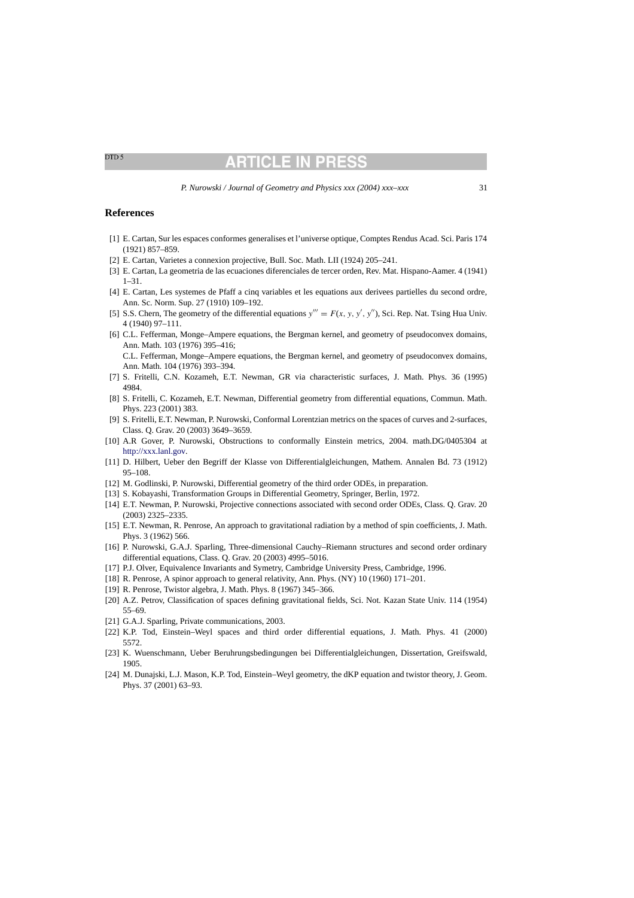## References

[1] E. Cartan, Sur les espaces conformes generalises et l'universe optique, Comptes Rendus Acad. Sci. Paris 174 (1921) 857–859.

[2] E. Cartan, Varietes a connexion projective, Bull. Soc. Math. LII (1924) 205–241.

[3] E. Cartan, La geometria de las ecuaciones diferenciales de tercer orden, Rev. Mat. Hispano-Aamer. 4 (1941) 1–31.

[4] E. Cartan, Les systemes de Pfaff a cinq variables et les equations aux derivees partielles du second ordre, Ann. Sc. Norm. Sup. 27 (1910) 109–192.

[5] S.S. Chern, The geometry of the differential equations $y''' = F(x, y, y', y'')$, Sci. Rep. Nat. Tsing Hua Univ. 4 (1940) 97–111.

[6] C.L. Fefferman, Monge–Ampere equations, the Bergman kernel, and geometry of pseudoconvex domains, Ann. Math. 103 (1976) 395–416;
C.L. Fefferman, Monge–Ampere equations, the Bergman kernel, and geometry of pseudoconvex domains, Ann. Math. 104 (1976) 393–394.

[7] S. Fritelli, C.N. Kozameh, E.T. Newman, GR via characteristic surfaces, J. Math. Phys. 36 (1995) 4984.

[8] S. Fritelli, C. Kozameh, E.T. Newman, Differential geometry from differential equations, Commun. Math. Phys. 223 (2001) 383.

[9] S. Fritelli, E.T. Newman, P. Nurowski, Conformal Lorentzian metrics on the spaces of curves and 2-surfaces, Class. Q. Grav. 20 (2003) 3649–3659.

[10] A.R Gover, P. Nurowski, Obstructions to conformally Einstein metrics, 2004. math.DG/0405304 at http://xxx.lanl.gov.

[11] D. Hilbert, Ueber den Begriff der Klasse von Differentialgleichungen, Mathem. Annalen Bd. 73 (1912) 95–108.

[12] M. Godlinski, P. Nurowski, Differential geometry of the third order ODEs, in preparation.

[13] S. Kobayashi, Transformation Groups in Differential Geometry, Springer, Berlin, 1972.

[14] E.T. Newman, P. Nurowski, Projective connections associated with second order ODEs, Class. Q. Grav. 20 (2003) 2325–2335.

[15] E.T. Newman, R. Penrose, An approach to gravitational radiation by a method of spin coefficients, J. Math. Phys. 3 (1962) 566.

[16] P. Nurowski, G.A.J. Sparling, Three-dimensional Cauchy–Riemann structures and second order ordinary differential equations, Class. Q. Grav. 20 (2003) 4995–5016.

[17] P.J. Olver, Equivalence Invariants and Symetry, Cambridge University Press, Cambridge, 1996.

[18] R. Penrose, A spinor approach to general relativity, Ann. Phys. (NY) 10 (1960) 171–201.

[19] R. Penrose, Twistor algebra, J. Math. Phys. 8 (1967) 345–366.

[20] A.Z. Petrov, Classification of spaces defining gravitational fields, Sci. Not. Kazan State Univ. 114 (1954) 55–69.

[21] G.A.J. Sparling, Private communications, 2003.

[22] K.P. Tod, Einstein–Weyl spaces and third order differential equations, J. Math. Phys. 41 (2000) 5572.

[23] K. Wuenschmann, Ueber Beruhrungsbedingungen bei Differentialgleichungen, Dissertation, Greifswald, 1905.

[24] M. Dunajski, L.J. Mason, K.P. Tod, Einstein–Weyl geometry, the dKP equation and twistor theory, J. Geom. Phys. 37 (2001) 63–93.